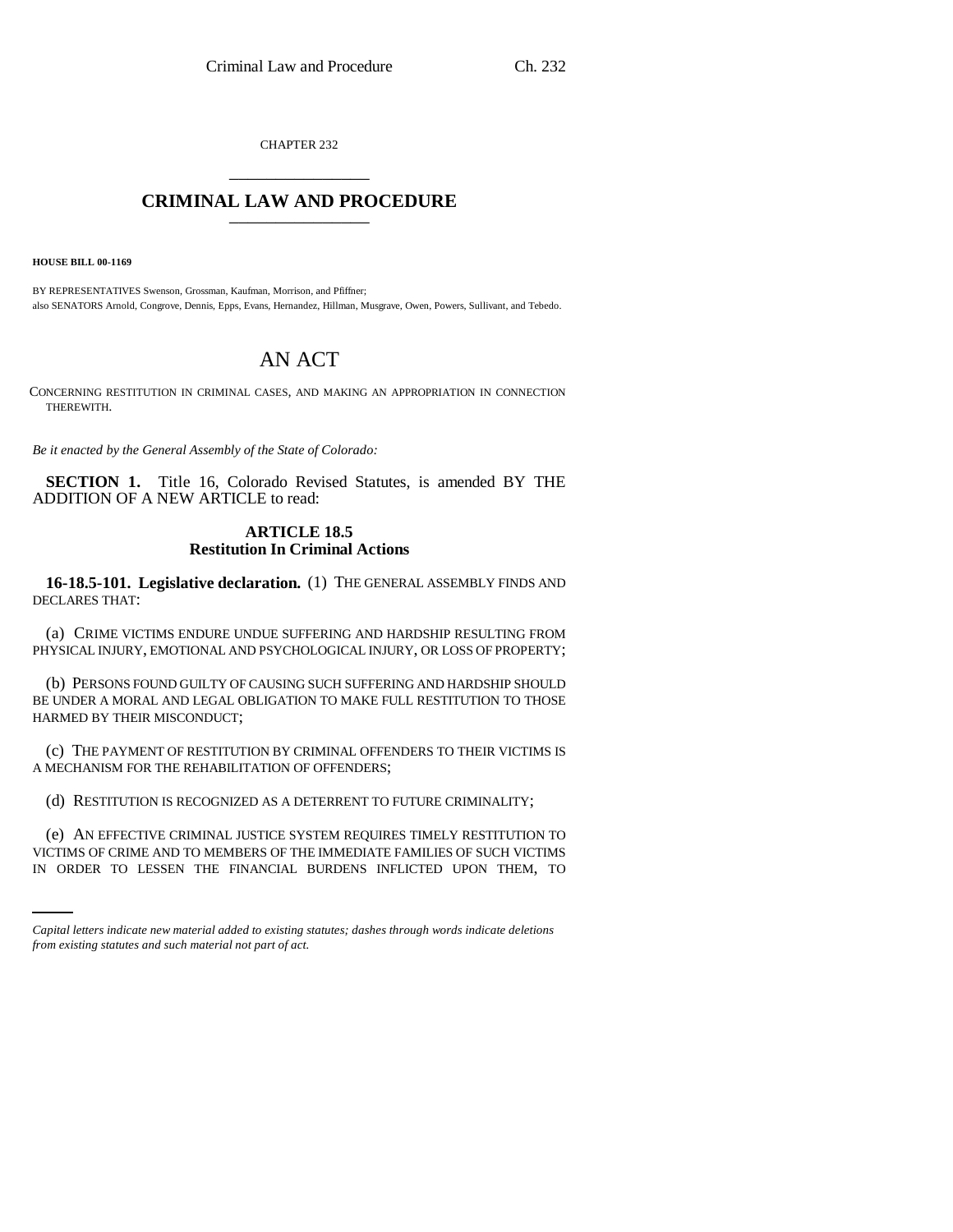CHAPTER 232

# CRIMINAL LAW AND PROCEDURE

**HOUSE BILL 00-1169**

BY REPRESENTATIVES Swenson, Grossman, Kaufman, Morrison, and Pfiffner;
also SENATORS Arnold, Congrove, Dennis, Epps, Evans, Hernandez, Hillman, Musgrave, Owen, Powers, Sullivant, and Tebedo.

## AN ACT

CONCERNING RESTITUTION IN CRIMINAL CASES, AND MAKING AN APPROPRIATION IN CONNECTION THEREWITH.

*Be it enacted by the General Assembly of the State of Colorado:*

**SECTION 1.** Title 16, Colorado Revised Statutes, is amended BY THE ADDITION OF A NEW ARTICLE to read:

### ARTICLE 18.5
### Restitution In Criminal Actions

**16-18.5-101. Legislative declaration.** (1) THE GENERAL ASSEMBLY FINDS AND DECLARES THAT:

(a) CRIME VICTIMS ENDURE UNDUE SUFFERING AND HARDSHIP RESULTING FROM PHYSICAL INJURY, EMOTIONAL AND PSYCHOLOGICAL INJURY, OR LOSS OF PROPERTY;

(b) PERSONS FOUND GUILTY OF CAUSING SUCH SUFFERING AND HARDSHIP SHOULD BE UNDER A MORAL AND LEGAL OBLIGATION TO MAKE FULL RESTITUTION TO THOSE HARMED BY THEIR MISCONDUCT;

(c) THE PAYMENT OF RESTITUTION BY CRIMINAL OFFENDERS TO THEIR VICTIMS IS A MECHANISM FOR THE REHABILITATION OF OFFENDERS;

(d) RESTITUTION IS RECOGNIZED AS A DETERRENT TO FUTURE CRIMINALITY;

(e) AN EFFECTIVE CRIMINAL JUSTICE SYSTEM REQUIRES TIMELY RESTITUTION TO VICTIMS OF CRIME AND TO MEMBERS OF THE IMMEDIATE FAMILIES OF SUCH VICTIMS IN ORDER TO LESSEN THE FINANCIAL BURDENS INFLICTED UPON THEM, TO

*Capital letters indicate new material added to existing statutes; dashes through words indicate deletions from existing statutes and such material not part of act.*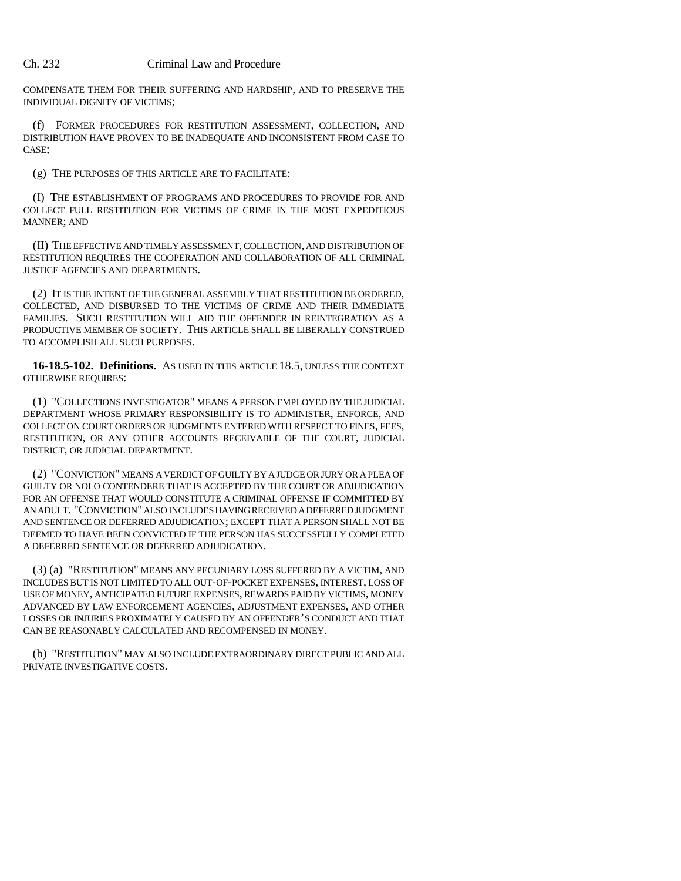COMPENSATE THEM FOR THEIR SUFFERING AND HARDSHIP, AND TO PRESERVE THE INDIVIDUAL DIGNITY OF VICTIMS;

(f) FORMER PROCEDURES FOR RESTITUTION ASSESSMENT, COLLECTION, AND DISTRIBUTION HAVE PROVEN TO BE INADEQUATE AND INCONSISTENT FROM CASE TO CASE;

(g) THE PURPOSES OF THIS ARTICLE ARE TO FACILITATE:

(I) THE ESTABLISHMENT OF PROGRAMS AND PROCEDURES TO PROVIDE FOR AND COLLECT FULL RESTITUTION FOR VICTIMS OF CRIME IN THE MOST EXPEDITIOUS MANNER; AND

(II) THE EFFECTIVE AND TIMELY ASSESSMENT, COLLECTION, AND DISTRIBUTION OF RESTITUTION REQUIRES THE COOPERATION AND COLLABORATION OF ALL CRIMINAL JUSTICE AGENCIES AND DEPARTMENTS.

(2) IT IS THE INTENT OF THE GENERAL ASSEMBLY THAT RESTITUTION BE ORDERED, COLLECTED, AND DISBURSED TO THE VICTIMS OF CRIME AND THEIR IMMEDIATE FAMILIES. SUCH RESTITUTION WILL AID THE OFFENDER IN REINTEGRATION AS A PRODUCTIVE MEMBER OF SOCIETY. THIS ARTICLE SHALL BE LIBERALLY CONSTRUED TO ACCOMPLISH ALL SUCH PURPOSES.

**16-18.5-102. Definitions.** AS USED IN THIS ARTICLE 18.5, UNLESS THE CONTEXT OTHERWISE REQUIRES:

(1) "COLLECTIONS INVESTIGATOR" MEANS A PERSON EMPLOYED BY THE JUDICIAL DEPARTMENT WHOSE PRIMARY RESPONSIBILITY IS TO ADMINISTER, ENFORCE, AND COLLECT ON COURT ORDERS OR JUDGMENTS ENTERED WITH RESPECT TO FINES, FEES, RESTITUTION, OR ANY OTHER ACCOUNTS RECEIVABLE OF THE COURT, JUDICIAL DISTRICT, OR JUDICIAL DEPARTMENT.

(2) "CONVICTION" MEANS A VERDICT OF GUILTY BY A JUDGE OR JURY OR A PLEA OF GUILTY OR NOLO CONTENDERE THAT IS ACCEPTED BY THE COURT OR ADJUDICATION FOR AN OFFENSE THAT WOULD CONSTITUTE A CRIMINAL OFFENSE IF COMMITTED BY AN ADULT. "CONVICTION" ALSO INCLUDES HAVING RECEIVED A DEFERRED JUDGMENT AND SENTENCE OR DEFERRED ADJUDICATION; EXCEPT THAT A PERSON SHALL NOT BE DEEMED TO HAVE BEEN CONVICTED IF THE PERSON HAS SUCCESSFULLY COMPLETED A DEFERRED SENTENCE OR DEFERRED ADJUDICATION.

(3) (a) "RESTITUTION" MEANS ANY PECUNIARY LOSS SUFFERED BY A VICTIM, AND INCLUDES BUT IS NOT LIMITED TO ALL OUT-OF-POCKET EXPENSES, INTEREST, LOSS OF USE OF MONEY, ANTICIPATED FUTURE EXPENSES, REWARDS PAID BY VICTIMS, MONEY ADVANCED BY LAW ENFORCEMENT AGENCIES, ADJUSTMENT EXPENSES, AND OTHER LOSSES OR INJURIES PROXIMATELY CAUSED BY AN OFFENDER'S CONDUCT AND THAT CAN BE REASONABLY CALCULATED AND RECOMPENSED IN MONEY.

(b) "RESTITUTION" MAY ALSO INCLUDE EXTRAORDINARY DIRECT PUBLIC AND ALL PRIVATE INVESTIGATIVE COSTS.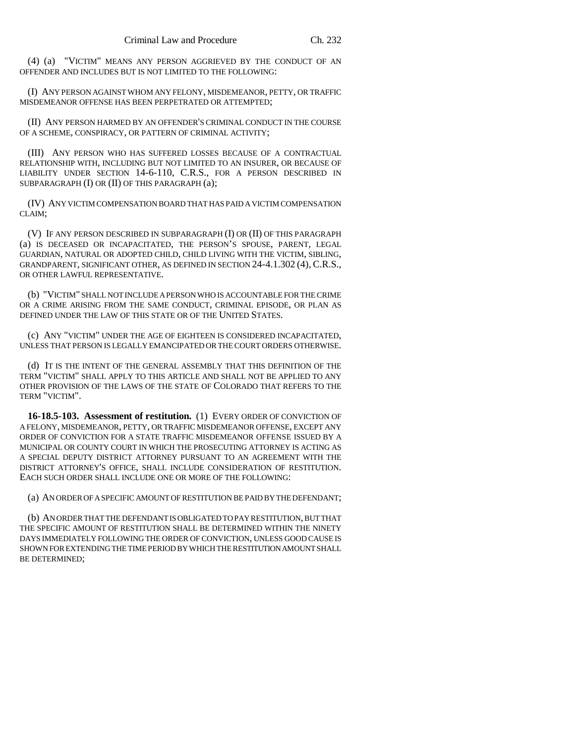(4) (a) "VICTIM" MEANS ANY PERSON AGGRIEVED BY THE CONDUCT OF AN OFFENDER AND INCLUDES BUT IS NOT LIMITED TO THE FOLLOWING:

(I) ANY PERSON AGAINST WHOM ANY FELONY, MISDEMEANOR, PETTY, OR TRAFFIC MISDEMEANOR OFFENSE HAS BEEN PERPETRATED OR ATTEMPTED;

(II) ANY PERSON HARMED BY AN OFFENDER'S CRIMINAL CONDUCT IN THE COURSE OF A SCHEME, CONSPIRACY, OR PATTERN OF CRIMINAL ACTIVITY;

(III) ANY PERSON WHO HAS SUFFERED LOSSES BECAUSE OF A CONTRACTUAL RELATIONSHIP WITH, INCLUDING BUT NOT LIMITED TO AN INSURER, OR BECAUSE OF LIABILITY UNDER SECTION 14-6-110, C.R.S., FOR A PERSON DESCRIBED IN SUBPARAGRAPH (I) OR (II) OF THIS PARAGRAPH (a);

(IV) ANY VICTIM COMPENSATION BOARD THAT HAS PAID A VICTIM COMPENSATION CLAIM;

(V) IF ANY PERSON DESCRIBED IN SUBPARAGRAPH (I) OR (II) OF THIS PARAGRAPH (a) IS DECEASED OR INCAPACITATED, THE PERSON'S SPOUSE, PARENT, LEGAL GUARDIAN, NATURAL OR ADOPTED CHILD, CHILD LIVING WITH THE VICTIM, SIBLING, GRANDPARENT, SIGNIFICANT OTHER, AS DEFINED IN SECTION 24-4.1.302 (4), C.R.S., OR OTHER LAWFUL REPRESENTATIVE.

(b) "VICTIM" SHALL NOT INCLUDE A PERSON WHO IS ACCOUNTABLE FOR THE CRIME OR A CRIME ARISING FROM THE SAME CONDUCT, CRIMINAL EPISODE, OR PLAN AS DEFINED UNDER THE LAW OF THIS STATE OR OF THE UNITED STATES.

(c) ANY "VICTIM" UNDER THE AGE OF EIGHTEEN IS CONSIDERED INCAPACITATED, UNLESS THAT PERSON IS LEGALLY EMANCIPATED OR THE COURT ORDERS OTHERWISE.

(d) IT IS THE INTENT OF THE GENERAL ASSEMBLY THAT THIS DEFINITION OF THE TERM "VICTIM" SHALL APPLY TO THIS ARTICLE AND SHALL NOT BE APPLIED TO ANY OTHER PROVISION OF THE LAWS OF THE STATE OF COLORADO THAT REFERS TO THE TERM "VICTIM".

**16-18.5-103. Assessment of restitution.** (1) EVERY ORDER OF CONVICTION OF A FELONY, MISDEMEANOR, PETTY, OR TRAFFIC MISDEMEANOR OFFENSE, EXCEPT ANY ORDER OF CONVICTION FOR A STATE TRAFFIC MISDEMEANOR OFFENSE ISSUED BY A MUNICIPAL OR COUNTY COURT IN WHICH THE PROSECUTING ATTORNEY IS ACTING AS A SPECIAL DEPUTY DISTRICT ATTORNEY PURSUANT TO AN AGREEMENT WITH THE DISTRICT ATTORNEY'S OFFICE, SHALL INCLUDE CONSIDERATION OF RESTITUTION. EACH SUCH ORDER SHALL INCLUDE ONE OR MORE OF THE FOLLOWING:

(a) AN ORDER OF A SPECIFIC AMOUNT OF RESTITUTION BE PAID BY THE DEFENDANT;

(b) AN ORDER THAT THE DEFENDANT IS OBLIGATED TO PAY RESTITUTION, BUT THAT THE SPECIFIC AMOUNT OF RESTITUTION SHALL BE DETERMINED WITHIN THE NINETY DAYS IMMEDIATELY FOLLOWING THE ORDER OF CONVICTION, UNLESS GOOD CAUSE IS SHOWN FOR EXTENDING THE TIME PERIOD BY WHICH THE RESTITUTION AMOUNT SHALL BE DETERMINED;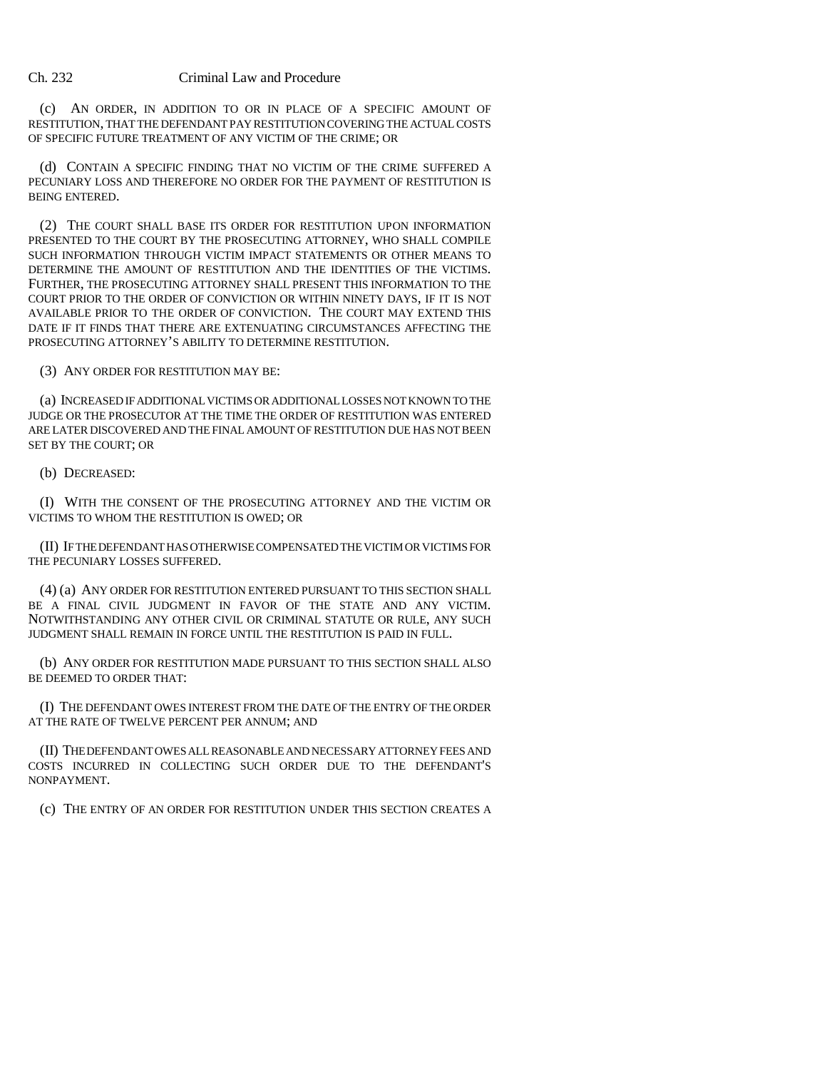(c) AN ORDER, IN ADDITION TO OR IN PLACE OF A SPECIFIC AMOUNT OF RESTITUTION, THAT THE DEFENDANT PAY RESTITUTION COVERING THE ACTUAL COSTS OF SPECIFIC FUTURE TREATMENT OF ANY VICTIM OF THE CRIME; OR

(d) CONTAIN A SPECIFIC FINDING THAT NO VICTIM OF THE CRIME SUFFERED A PECUNIARY LOSS AND THEREFORE NO ORDER FOR THE PAYMENT OF RESTITUTION IS BEING ENTERED.

(2) THE COURT SHALL BASE ITS ORDER FOR RESTITUTION UPON INFORMATION PRESENTED TO THE COURT BY THE PROSECUTING ATTORNEY, WHO SHALL COMPILE SUCH INFORMATION THROUGH VICTIM IMPACT STATEMENTS OR OTHER MEANS TO DETERMINE THE AMOUNT OF RESTITUTION AND THE IDENTITIES OF THE VICTIMS. FURTHER, THE PROSECUTING ATTORNEY SHALL PRESENT THIS INFORMATION TO THE COURT PRIOR TO THE ORDER OF CONVICTION OR WITHIN NINETY DAYS, IF IT IS NOT AVAILABLE PRIOR TO THE ORDER OF CONVICTION. THE COURT MAY EXTEND THIS DATE IF IT FINDS THAT THERE ARE EXTENUATING CIRCUMSTANCES AFFECTING THE PROSECUTING ATTORNEY'S ABILITY TO DETERMINE RESTITUTION.

(3) ANY ORDER FOR RESTITUTION MAY BE:

(a) INCREASED IF ADDITIONAL VICTIMS OR ADDITIONAL LOSSES NOT KNOWN TO THE JUDGE OR THE PROSECUTOR AT THE TIME THE ORDER OF RESTITUTION WAS ENTERED ARE LATER DISCOVERED AND THE FINAL AMOUNT OF RESTITUTION DUE HAS NOT BEEN SET BY THE COURT; OR

(b) DECREASED:

(I) WITH THE CONSENT OF THE PROSECUTING ATTORNEY AND THE VICTIM OR VICTIMS TO WHOM THE RESTITUTION IS OWED; OR

(II) IF THE DEFENDANT HAS OTHERWISE COMPENSATED THE VICTIM OR VICTIMS FOR THE PECUNIARY LOSSES SUFFERED.

(4) (a) ANY ORDER FOR RESTITUTION ENTERED PURSUANT TO THIS SECTION SHALL BE A FINAL CIVIL JUDGMENT IN FAVOR OF THE STATE AND ANY VICTIM. NOTWITHSTANDING ANY OTHER CIVIL OR CRIMINAL STATUTE OR RULE, ANY SUCH JUDGMENT SHALL REMAIN IN FORCE UNTIL THE RESTITUTION IS PAID IN FULL.

(b) ANY ORDER FOR RESTITUTION MADE PURSUANT TO THIS SECTION SHALL ALSO BE DEEMED TO ORDER THAT:

(I) THE DEFENDANT OWES INTEREST FROM THE DATE OF THE ENTRY OF THE ORDER AT THE RATE OF TWELVE PERCENT PER ANNUM; AND

(II) THE DEFENDANT OWES ALL REASONABLE AND NECESSARY ATTORNEY FEES AND COSTS INCURRED IN COLLECTING SUCH ORDER DUE TO THE DEFENDANT'S NONPAYMENT.

(c) THE ENTRY OF AN ORDER FOR RESTITUTION UNDER THIS SECTION CREATES A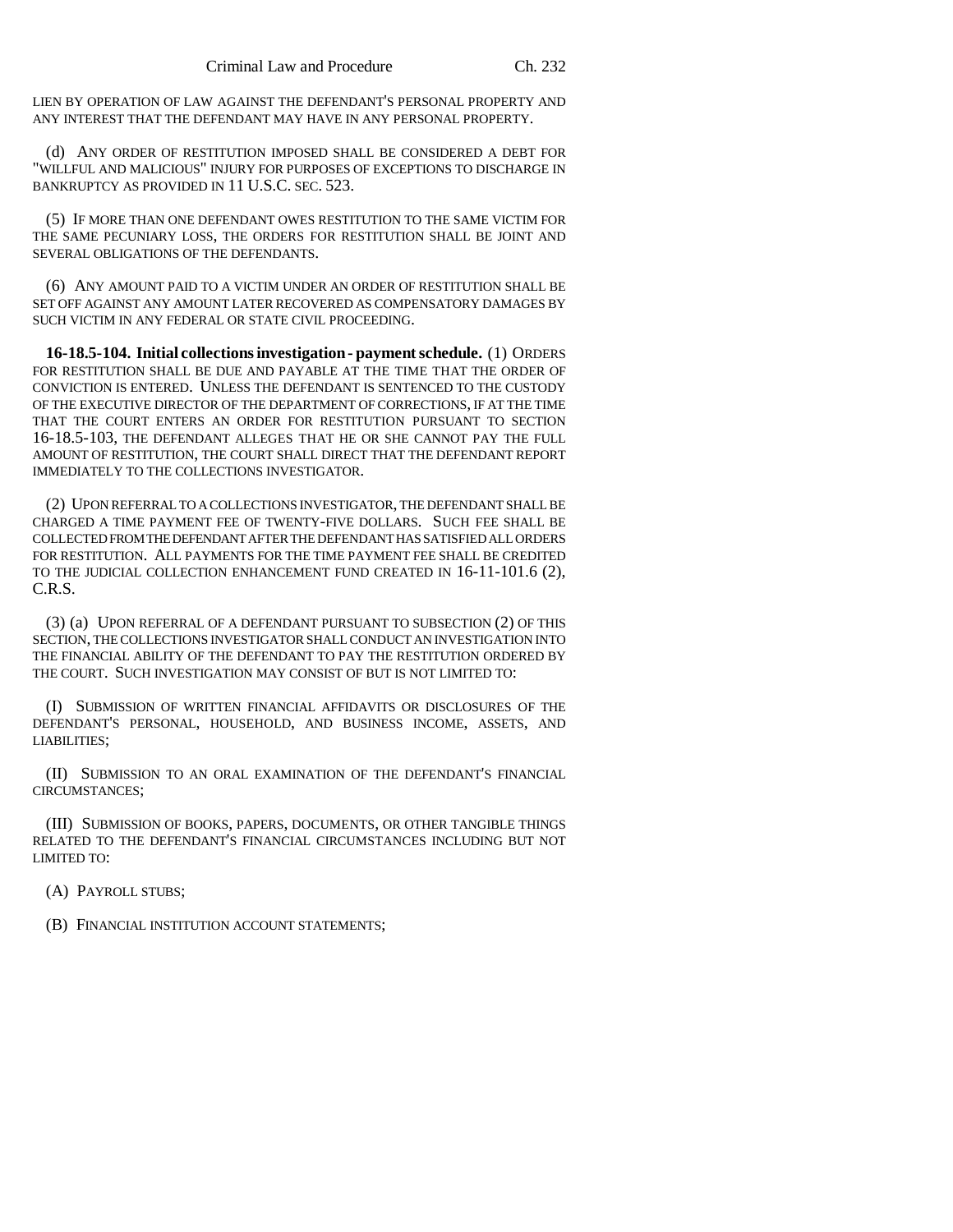LIEN BY OPERATION OF LAW AGAINST THE DEFENDANT'S PERSONAL PROPERTY AND ANY INTEREST THAT THE DEFENDANT MAY HAVE IN ANY PERSONAL PROPERTY.

(d) ANY ORDER OF RESTITUTION IMPOSED SHALL BE CONSIDERED A DEBT FOR "WILLFUL AND MALICIOUS" INJURY FOR PURPOSES OF EXCEPTIONS TO DISCHARGE IN BANKRUPTCY AS PROVIDED IN 11 U.S.C. SEC. 523.

(5) IF MORE THAN ONE DEFENDANT OWES RESTITUTION TO THE SAME VICTIM FOR THE SAME PECUNIARY LOSS, THE ORDERS FOR RESTITUTION SHALL BE JOINT AND SEVERAL OBLIGATIONS OF THE DEFENDANTS.

(6) ANY AMOUNT PAID TO A VICTIM UNDER AN ORDER OF RESTITUTION SHALL BE SET OFF AGAINST ANY AMOUNT LATER RECOVERED AS COMPENSATORY DAMAGES BY SUCH VICTIM IN ANY FEDERAL OR STATE CIVIL PROCEEDING.

**16-18.5-104. Initial collections investigation - payment schedule.** (1) ORDERS FOR RESTITUTION SHALL BE DUE AND PAYABLE AT THE TIME THAT THE ORDER OF CONVICTION IS ENTERED. UNLESS THE DEFENDANT IS SENTENCED TO THE CUSTODY OF THE EXECUTIVE DIRECTOR OF THE DEPARTMENT OF CORRECTIONS, IF AT THE TIME THAT THE COURT ENTERS AN ORDER FOR RESTITUTION PURSUANT TO SECTION 16-18.5-103, THE DEFENDANT ALLEGES THAT HE OR SHE CANNOT PAY THE FULL AMOUNT OF RESTITUTION, THE COURT SHALL DIRECT THAT THE DEFENDANT REPORT IMMEDIATELY TO THE COLLECTIONS INVESTIGATOR.

(2) UPON REFERRAL TO A COLLECTIONS INVESTIGATOR, THE DEFENDANT SHALL BE CHARGED A TIME PAYMENT FEE OF TWENTY-FIVE DOLLARS. SUCH FEE SHALL BE COLLECTED FROM THE DEFENDANT AFTER THE DEFENDANT HAS SATISFIED ALL ORDERS FOR RESTITUTION. ALL PAYMENTS FOR THE TIME PAYMENT FEE SHALL BE CREDITED TO THE JUDICIAL COLLECTION ENHANCEMENT FUND CREATED IN 16-11-101.6 (2), C.R.S.

(3) (a) UPON REFERRAL OF A DEFENDANT PURSUANT TO SUBSECTION (2) OF THIS SECTION, THE COLLECTIONS INVESTIGATOR SHALL CONDUCT AN INVESTIGATION INTO THE FINANCIAL ABILITY OF THE DEFENDANT TO PAY THE RESTITUTION ORDERED BY THE COURT. SUCH INVESTIGATION MAY CONSIST OF BUT IS NOT LIMITED TO:

(I) SUBMISSION OF WRITTEN FINANCIAL AFFIDAVITS OR DISCLOSURES OF THE DEFENDANT'S PERSONAL, HOUSEHOLD, AND BUSINESS INCOME, ASSETS, AND LIABILITIES;

(II) SUBMISSION TO AN ORAL EXAMINATION OF THE DEFENDANT'S FINANCIAL CIRCUMSTANCES;

(III) SUBMISSION OF BOOKS, PAPERS, DOCUMENTS, OR OTHER TANGIBLE THINGS RELATED TO THE DEFENDANT'S FINANCIAL CIRCUMSTANCES INCLUDING BUT NOT LIMITED TO:

(A) PAYROLL STUBS;

(B) FINANCIAL INSTITUTION ACCOUNT STATEMENTS;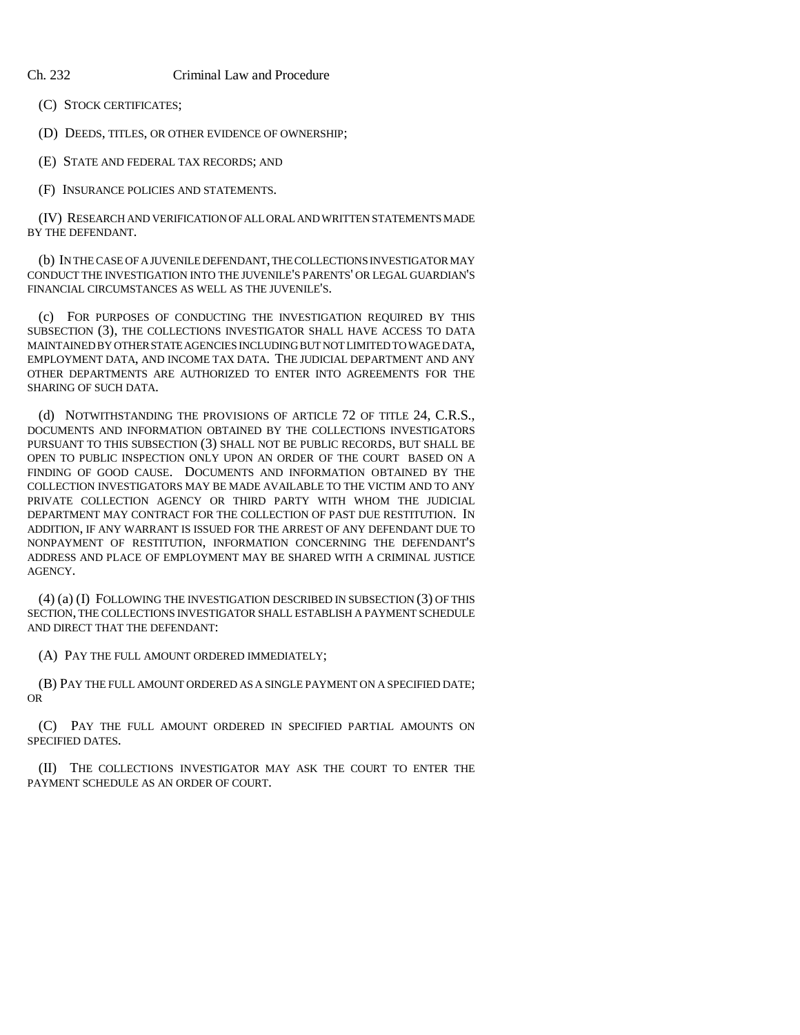(C) STOCK CERTIFICATES;

(D) DEEDS, TITLES, OR OTHER EVIDENCE OF OWNERSHIP;

(E) STATE AND FEDERAL TAX RECORDS; AND

(F) INSURANCE POLICIES AND STATEMENTS.

(IV) RESEARCH AND VERIFICATION OF ALL ORAL AND WRITTEN STATEMENTS MADE BY THE DEFENDANT.

(b) IN THE CASE OF A JUVENILE DEFENDANT, THE COLLECTIONS INVESTIGATOR MAY CONDUCT THE INVESTIGATION INTO THE JUVENILE'S PARENTS' OR LEGAL GUARDIAN'S FINANCIAL CIRCUMSTANCES AS WELL AS THE JUVENILE'S.

(c) FOR PURPOSES OF CONDUCTING THE INVESTIGATION REQUIRED BY THIS SUBSECTION (3), THE COLLECTIONS INVESTIGATOR SHALL HAVE ACCESS TO DATA MAINTAINED BY OTHER STATE AGENCIES INCLUDING BUT NOT LIMITED TO WAGE DATA, EMPLOYMENT DATA, AND INCOME TAX DATA. THE JUDICIAL DEPARTMENT AND ANY OTHER DEPARTMENTS ARE AUTHORIZED TO ENTER INTO AGREEMENTS FOR THE SHARING OF SUCH DATA.

(d) NOTWITHSTANDING THE PROVISIONS OF ARTICLE 72 OF TITLE 24, C.R.S., DOCUMENTS AND INFORMATION OBTAINED BY THE COLLECTIONS INVESTIGATORS PURSUANT TO THIS SUBSECTION (3) SHALL NOT BE PUBLIC RECORDS, BUT SHALL BE OPEN TO PUBLIC INSPECTION ONLY UPON AN ORDER OF THE COURT BASED ON A FINDING OF GOOD CAUSE. DOCUMENTS AND INFORMATION OBTAINED BY THE COLLECTION INVESTIGATORS MAY BE MADE AVAILABLE TO THE VICTIM AND TO ANY PRIVATE COLLECTION AGENCY OR THIRD PARTY WITH WHOM THE JUDICIAL DEPARTMENT MAY CONTRACT FOR THE COLLECTION OF PAST DUE RESTITUTION. IN ADDITION, IF ANY WARRANT IS ISSUED FOR THE ARREST OF ANY DEFENDANT DUE TO NONPAYMENT OF RESTITUTION, INFORMATION CONCERNING THE DEFENDANT'S ADDRESS AND PLACE OF EMPLOYMENT MAY BE SHARED WITH A CRIMINAL JUSTICE AGENCY.

(4) (a) (I) FOLLOWING THE INVESTIGATION DESCRIBED IN SUBSECTION (3) OF THIS SECTION, THE COLLECTIONS INVESTIGATOR SHALL ESTABLISH A PAYMENT SCHEDULE AND DIRECT THAT THE DEFENDANT:

(A) PAY THE FULL AMOUNT ORDERED IMMEDIATELY;

(B) PAY THE FULL AMOUNT ORDERED AS A SINGLE PAYMENT ON A SPECIFIED DATE; OR

(C) PAY THE FULL AMOUNT ORDERED IN SPECIFIED PARTIAL AMOUNTS ON SPECIFIED DATES.

(II) THE COLLECTIONS INVESTIGATOR MAY ASK THE COURT TO ENTER THE PAYMENT SCHEDULE AS AN ORDER OF COURT.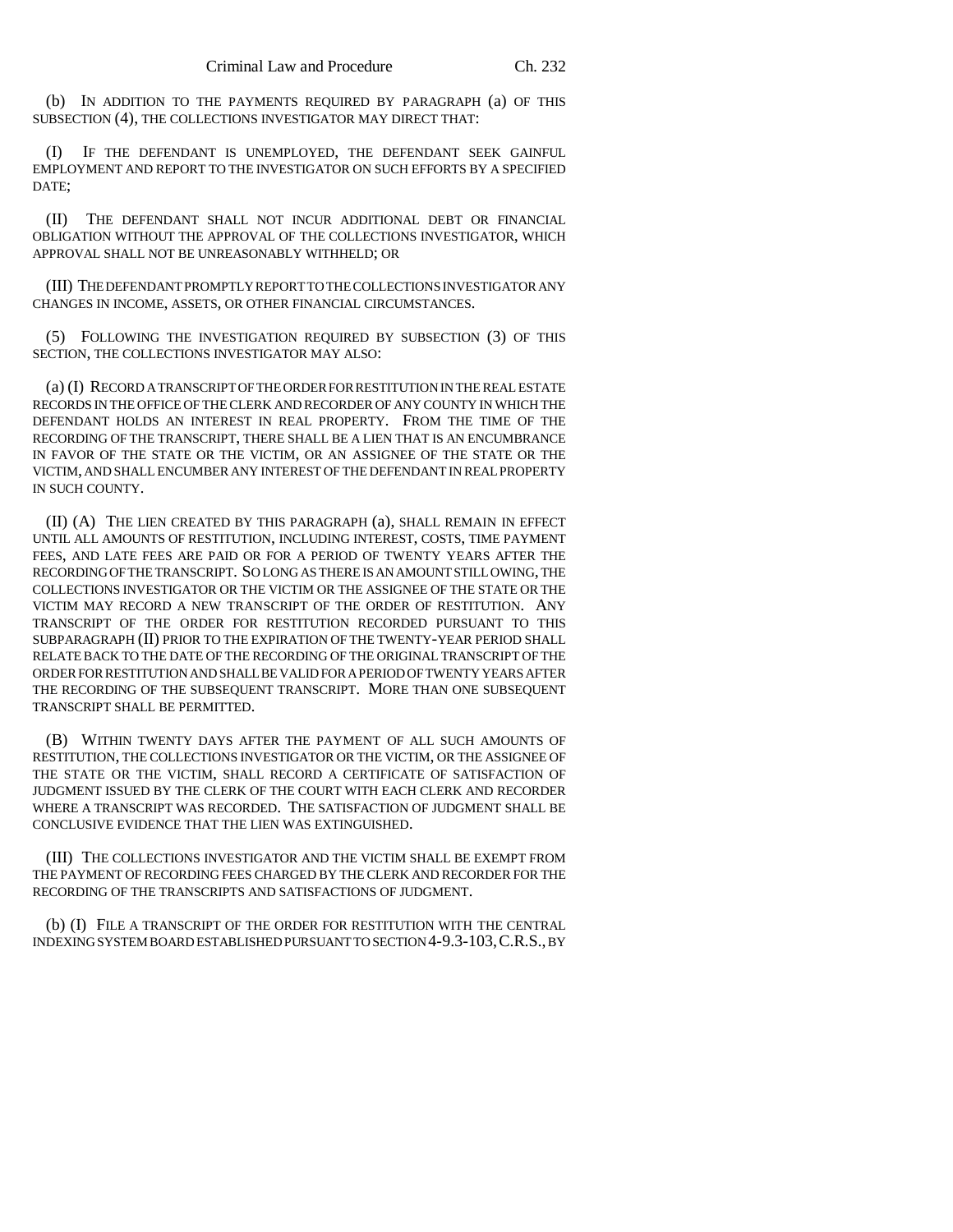(b) IN ADDITION TO THE PAYMENTS REQUIRED BY PARAGRAPH (a) OF THIS SUBSECTION (4), THE COLLECTIONS INVESTIGATOR MAY DIRECT THAT:

(I) IF THE DEFENDANT IS UNEMPLOYED, THE DEFENDANT SEEK GAINFUL EMPLOYMENT AND REPORT TO THE INVESTIGATOR ON SUCH EFFORTS BY A SPECIFIED DATE;

(II) THE DEFENDANT SHALL NOT INCUR ADDITIONAL DEBT OR FINANCIAL OBLIGATION WITHOUT THE APPROVAL OF THE COLLECTIONS INVESTIGATOR, WHICH APPROVAL SHALL NOT BE UNREASONABLY WITHHELD; OR

(III) THE DEFENDANT PROMPTLY REPORT TO THE COLLECTIONS INVESTIGATOR ANY CHANGES IN INCOME, ASSETS, OR OTHER FINANCIAL CIRCUMSTANCES.

(5) FOLLOWING THE INVESTIGATION REQUIRED BY SUBSECTION (3) OF THIS SECTION, THE COLLECTIONS INVESTIGATOR MAY ALSO:

(a) (I) RECORD A TRANSCRIPT OF THE ORDER FOR RESTITUTION IN THE REAL ESTATE RECORDS IN THE OFFICE OF THE CLERK AND RECORDER OF ANY COUNTY IN WHICH THE DEFENDANT HOLDS AN INTEREST IN REAL PROPERTY. FROM THE TIME OF THE RECORDING OF THE TRANSCRIPT, THERE SHALL BE A LIEN THAT IS AN ENCUMBRANCE IN FAVOR OF THE STATE OR THE VICTIM, OR AN ASSIGNEE OF THE STATE OR THE VICTIM, AND SHALL ENCUMBER ANY INTEREST OF THE DEFENDANT IN REAL PROPERTY IN SUCH COUNTY.

(II) (A) THE LIEN CREATED BY THIS PARAGRAPH (a), SHALL REMAIN IN EFFECT UNTIL ALL AMOUNTS OF RESTITUTION, INCLUDING INTEREST, COSTS, TIME PAYMENT FEES, AND LATE FEES ARE PAID OR FOR A PERIOD OF TWENTY YEARS AFTER THE RECORDING OF THE TRANSCRIPT. SO LONG AS THERE IS AN AMOUNT STILL OWING, THE COLLECTIONS INVESTIGATOR OR THE VICTIM OR THE ASSIGNEE OF THE STATE OR THE VICTIM MAY RECORD A NEW TRANSCRIPT OF THE ORDER OF RESTITUTION. ANY TRANSCRIPT OF THE ORDER FOR RESTITUTION RECORDED PURSUANT TO THIS SUBPARAGRAPH (II) PRIOR TO THE EXPIRATION OF THE TWENTY-YEAR PERIOD SHALL RELATE BACK TO THE DATE OF THE RECORDING OF THE ORIGINAL TRANSCRIPT OF THE ORDER FOR RESTITUTION AND SHALL BE VALID FOR A PERIOD OF TWENTY YEARS AFTER THE RECORDING OF THE SUBSEQUENT TRANSCRIPT. MORE THAN ONE SUBSEQUENT TRANSCRIPT SHALL BE PERMITTED.

(B) WITHIN TWENTY DAYS AFTER THE PAYMENT OF ALL SUCH AMOUNTS OF RESTITUTION, THE COLLECTIONS INVESTIGATOR OR THE VICTIM, OR THE ASSIGNEE OF THE STATE OR THE VICTIM, SHALL RECORD A CERTIFICATE OF SATISFACTION OF JUDGMENT ISSUED BY THE CLERK OF THE COURT WITH EACH CLERK AND RECORDER WHERE A TRANSCRIPT WAS RECORDED. THE SATISFACTION OF JUDGMENT SHALL BE CONCLUSIVE EVIDENCE THAT THE LIEN WAS EXTINGUISHED.

(III) THE COLLECTIONS INVESTIGATOR AND THE VICTIM SHALL BE EXEMPT FROM THE PAYMENT OF RECORDING FEES CHARGED BY THE CLERK AND RECORDER FOR THE RECORDING OF THE TRANSCRIPTS AND SATISFACTIONS OF JUDGMENT.

(b) (I) FILE A TRANSCRIPT OF THE ORDER FOR RESTITUTION WITH THE CENTRAL INDEXING SYSTEM BOARD ESTABLISHED PURSUANT TO SECTION 4-9.3-103, C.R.S., BY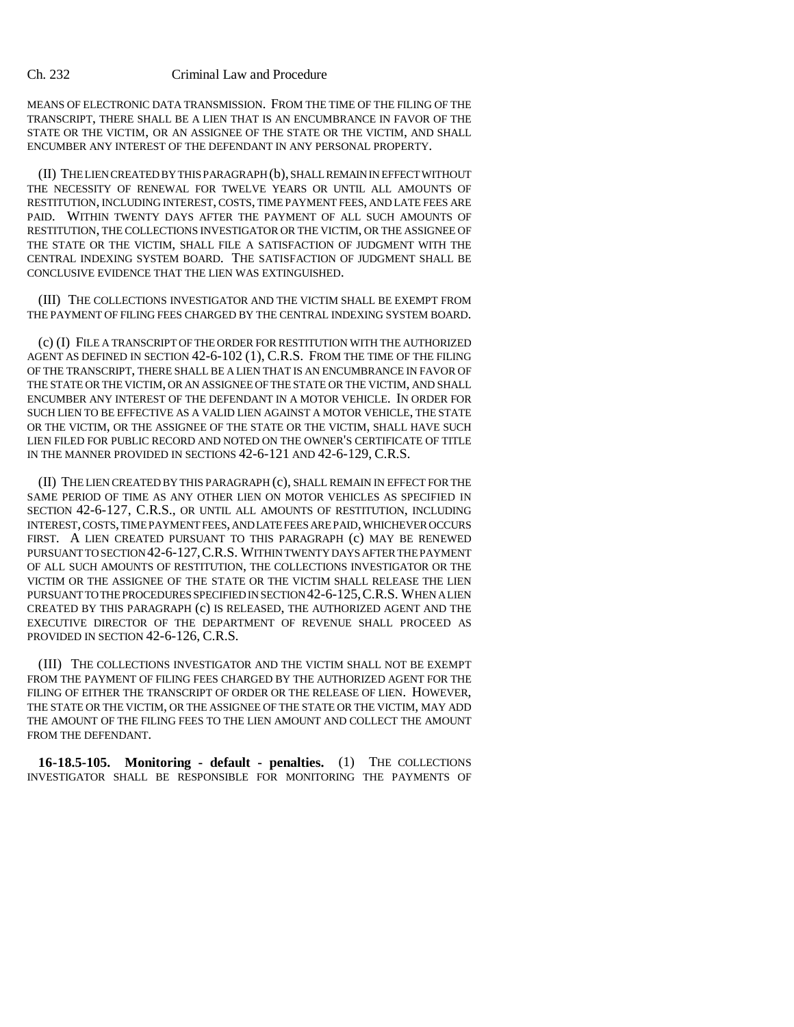MEANS OF ELECTRONIC DATA TRANSMISSION. FROM THE TIME OF THE FILING OF THE TRANSCRIPT, THERE SHALL BE A LIEN THAT IS AN ENCUMBRANCE IN FAVOR OF THE STATE OR THE VICTIM, OR AN ASSIGNEE OF THE STATE OR THE VICTIM, AND SHALL ENCUMBER ANY INTEREST OF THE DEFENDANT IN ANY PERSONAL PROPERTY.

(II) THE LIEN CREATED BY THIS PARAGRAPH (b), SHALL REMAIN IN EFFECT WITHOUT THE NECESSITY OF RENEWAL FOR TWELVE YEARS OR UNTIL ALL AMOUNTS OF RESTITUTION, INCLUDING INTEREST, COSTS, TIME PAYMENT FEES, AND LATE FEES ARE PAID. WITHIN TWENTY DAYS AFTER THE PAYMENT OF ALL SUCH AMOUNTS OF RESTITUTION, THE COLLECTIONS INVESTIGATOR OR THE VICTIM, OR THE ASSIGNEE OF THE STATE OR THE VICTIM, SHALL FILE A SATISFACTION OF JUDGMENT WITH THE CENTRAL INDEXING SYSTEM BOARD. THE SATISFACTION OF JUDGMENT SHALL BE CONCLUSIVE EVIDENCE THAT THE LIEN WAS EXTINGUISHED.

(III) THE COLLECTIONS INVESTIGATOR AND THE VICTIM SHALL BE EXEMPT FROM THE PAYMENT OF FILING FEES CHARGED BY THE CENTRAL INDEXING SYSTEM BOARD.

(c) (I) FILE A TRANSCRIPT OF THE ORDER FOR RESTITUTION WITH THE AUTHORIZED AGENT AS DEFINED IN SECTION 42-6-102 (1), C.R.S. FROM THE TIME OF THE FILING OF THE TRANSCRIPT, THERE SHALL BE A LIEN THAT IS AN ENCUMBRANCE IN FAVOR OF THE STATE OR THE VICTIM, OR AN ASSIGNEE OF THE STATE OR THE VICTIM, AND SHALL ENCUMBER ANY INTEREST OF THE DEFENDANT IN A MOTOR VEHICLE. IN ORDER FOR SUCH LIEN TO BE EFFECTIVE AS A VALID LIEN AGAINST A MOTOR VEHICLE, THE STATE OR THE VICTIM, OR THE ASSIGNEE OF THE STATE OR THE VICTIM, SHALL HAVE SUCH LIEN FILED FOR PUBLIC RECORD AND NOTED ON THE OWNER'S CERTIFICATE OF TITLE IN THE MANNER PROVIDED IN SECTIONS 42-6-121 AND 42-6-129, C.R.S.

(II) THE LIEN CREATED BY THIS PARAGRAPH (c), SHALL REMAIN IN EFFECT FOR THE SAME PERIOD OF TIME AS ANY OTHER LIEN ON MOTOR VEHICLES AS SPECIFIED IN SECTION 42-6-127, C.R.S., OR UNTIL ALL AMOUNTS OF RESTITUTION, INCLUDING INTEREST, COSTS, TIME PAYMENT FEES, AND LATE FEES ARE PAID, WHICHEVER OCCURS FIRST. A LIEN CREATED PURSUANT TO THIS PARAGRAPH (c) MAY BE RENEWED PURSUANT TO SECTION 42-6-127, C.R.S. WITHIN TWENTY DAYS AFTER THE PAYMENT OF ALL SUCH AMOUNTS OF RESTITUTION, THE COLLECTIONS INVESTIGATOR OR THE VICTIM OR THE ASSIGNEE OF THE STATE OR THE VICTIM SHALL RELEASE THE LIEN PURSUANT TO THE PROCEDURES SPECIFIED IN SECTION 42-6-125, C.R.S. WHEN A LIEN CREATED BY THIS PARAGRAPH (c) IS RELEASED, THE AUTHORIZED AGENT AND THE EXECUTIVE DIRECTOR OF THE DEPARTMENT OF REVENUE SHALL PROCEED AS PROVIDED IN SECTION 42-6-126, C.R.S.

(III) THE COLLECTIONS INVESTIGATOR AND THE VICTIM SHALL NOT BE EXEMPT FROM THE PAYMENT OF FILING FEES CHARGED BY THE AUTHORIZED AGENT FOR THE FILING OF EITHER THE TRANSCRIPT OF ORDER OR THE RELEASE OF LIEN. HOWEVER, THE STATE OR THE VICTIM, OR THE ASSIGNEE OF THE STATE OR THE VICTIM, MAY ADD THE AMOUNT OF THE FILING FEES TO THE LIEN AMOUNT AND COLLECT THE AMOUNT FROM THE DEFENDANT.

**16-18.5-105. Monitoring - default - penalties.** (1) THE COLLECTIONS INVESTIGATOR SHALL BE RESPONSIBLE FOR MONITORING THE PAYMENTS OF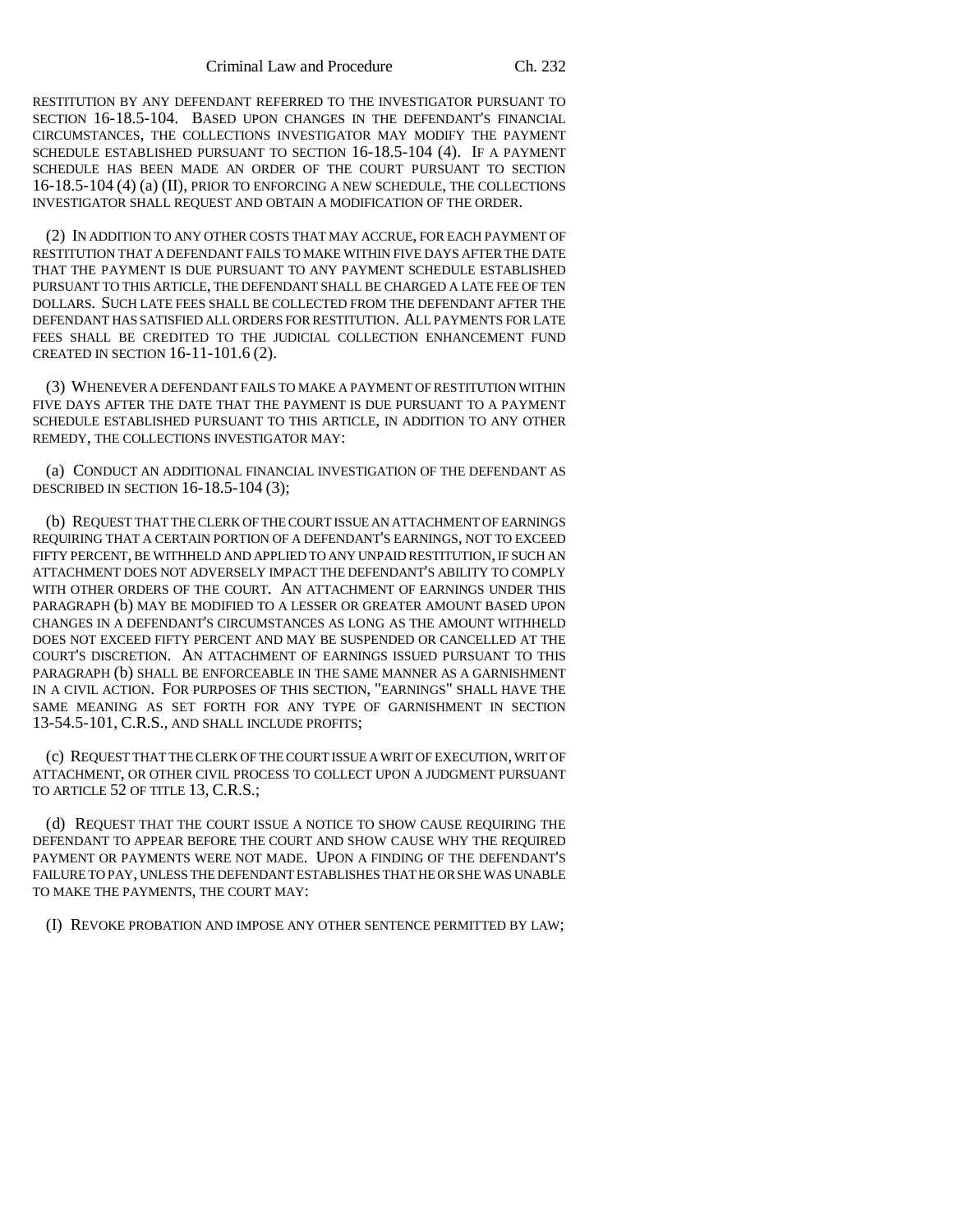RESTITUTION BY ANY DEFENDANT REFERRED TO THE INVESTIGATOR PURSUANT TO SECTION 16-18.5-104. BASED UPON CHANGES IN THE DEFENDANT'S FINANCIAL CIRCUMSTANCES, THE COLLECTIONS INVESTIGATOR MAY MODIFY THE PAYMENT SCHEDULE ESTABLISHED PURSUANT TO SECTION 16-18.5-104 (4). IF A PAYMENT SCHEDULE HAS BEEN MADE AN ORDER OF THE COURT PURSUANT TO SECTION 16-18.5-104 (4) (a) (II), PRIOR TO ENFORCING A NEW SCHEDULE, THE COLLECTIONS INVESTIGATOR SHALL REQUEST AND OBTAIN A MODIFICATION OF THE ORDER.

(2) IN ADDITION TO ANY OTHER COSTS THAT MAY ACCRUE, FOR EACH PAYMENT OF RESTITUTION THAT A DEFENDANT FAILS TO MAKE WITHIN FIVE DAYS AFTER THE DATE THAT THE PAYMENT IS DUE PURSUANT TO ANY PAYMENT SCHEDULE ESTABLISHED PURSUANT TO THIS ARTICLE, THE DEFENDANT SHALL BE CHARGED A LATE FEE OF TEN DOLLARS. SUCH LATE FEES SHALL BE COLLECTED FROM THE DEFENDANT AFTER THE DEFENDANT HAS SATISFIED ALL ORDERS FOR RESTITUTION. ALL PAYMENTS FOR LATE FEES SHALL BE CREDITED TO THE JUDICIAL COLLECTION ENHANCEMENT FUND CREATED IN SECTION 16-11-101.6 (2).

(3) WHENEVER A DEFENDANT FAILS TO MAKE A PAYMENT OF RESTITUTION WITHIN FIVE DAYS AFTER THE DATE THAT THE PAYMENT IS DUE PURSUANT TO A PAYMENT SCHEDULE ESTABLISHED PURSUANT TO THIS ARTICLE, IN ADDITION TO ANY OTHER REMEDY, THE COLLECTIONS INVESTIGATOR MAY:

(a) CONDUCT AN ADDITIONAL FINANCIAL INVESTIGATION OF THE DEFENDANT AS DESCRIBED IN SECTION 16-18.5-104 (3);

(b) REQUEST THAT THE CLERK OF THE COURT ISSUE AN ATTACHMENT OF EARNINGS REQUIRING THAT A CERTAIN PORTION OF A DEFENDANT'S EARNINGS, NOT TO EXCEED FIFTY PERCENT, BE WITHHELD AND APPLIED TO ANY UNPAID RESTITUTION, IF SUCH AN ATTACHMENT DOES NOT ADVERSELY IMPACT THE DEFENDANT'S ABILITY TO COMPLY WITH OTHER ORDERS OF THE COURT. AN ATTACHMENT OF EARNINGS UNDER THIS PARAGRAPH (b) MAY BE MODIFIED TO A LESSER OR GREATER AMOUNT BASED UPON CHANGES IN A DEFENDANT'S CIRCUMSTANCES AS LONG AS THE AMOUNT WITHHELD DOES NOT EXCEED FIFTY PERCENT AND MAY BE SUSPENDED OR CANCELLED AT THE COURT'S DISCRETION. AN ATTACHMENT OF EARNINGS ISSUED PURSUANT TO THIS PARAGRAPH (b) SHALL BE ENFORCEABLE IN THE SAME MANNER AS A GARNISHMENT IN A CIVIL ACTION. FOR PURPOSES OF THIS SECTION, "EARNINGS" SHALL HAVE THE SAME MEANING AS SET FORTH FOR ANY TYPE OF GARNISHMENT IN SECTION 13-54.5-101, C.R.S., AND SHALL INCLUDE PROFITS;

(c) REQUEST THAT THE CLERK OF THE COURT ISSUE A WRIT OF EXECUTION, WRIT OF ATTACHMENT, OR OTHER CIVIL PROCESS TO COLLECT UPON A JUDGMENT PURSUANT TO ARTICLE 52 OF TITLE 13, C.R.S.;

(d) REQUEST THAT THE COURT ISSUE A NOTICE TO SHOW CAUSE REQUIRING THE DEFENDANT TO APPEAR BEFORE THE COURT AND SHOW CAUSE WHY THE REQUIRED PAYMENT OR PAYMENTS WERE NOT MADE. UPON A FINDING OF THE DEFENDANT'S FAILURE TO PAY, UNLESS THE DEFENDANT ESTABLISHES THAT HE OR SHE WAS UNABLE TO MAKE THE PAYMENTS, THE COURT MAY:

(I) REVOKE PROBATION AND IMPOSE ANY OTHER SENTENCE PERMITTED BY LAW;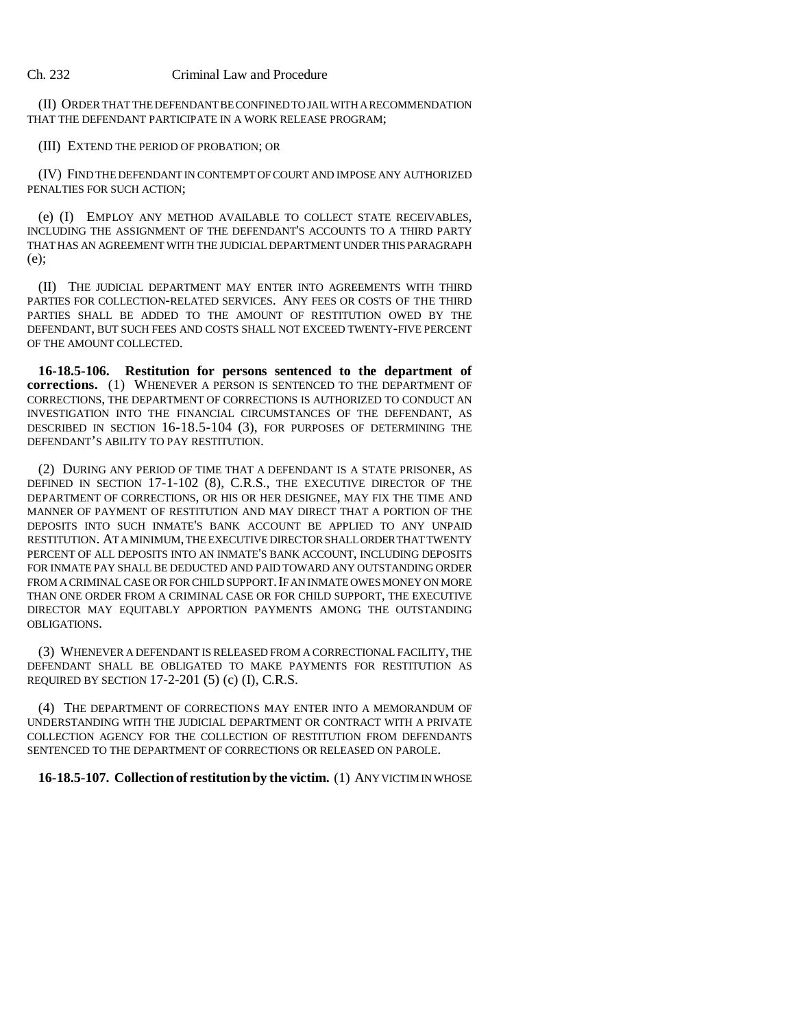(II) ORDER THAT THE DEFENDANT BE CONFINED TO JAIL WITH A RECOMMENDATION THAT THE DEFENDANT PARTICIPATE IN A WORK RELEASE PROGRAM;

(III) EXTEND THE PERIOD OF PROBATION; OR

(IV) FIND THE DEFENDANT IN CONTEMPT OF COURT AND IMPOSE ANY AUTHORIZED PENALTIES FOR SUCH ACTION;

(e) (I) EMPLOY ANY METHOD AVAILABLE TO COLLECT STATE RECEIVABLES, INCLUDING THE ASSIGNMENT OF THE DEFENDANT'S ACCOUNTS TO A THIRD PARTY THAT HAS AN AGREEMENT WITH THE JUDICIAL DEPARTMENT UNDER THIS PARAGRAPH (e);

(II) THE JUDICIAL DEPARTMENT MAY ENTER INTO AGREEMENTS WITH THIRD PARTIES FOR COLLECTION-RELATED SERVICES. ANY FEES OR COSTS OF THE THIRD PARTIES SHALL BE ADDED TO THE AMOUNT OF RESTITUTION OWED BY THE DEFENDANT, BUT SUCH FEES AND COSTS SHALL NOT EXCEED TWENTY-FIVE PERCENT OF THE AMOUNT COLLECTED.

**16-18.5-106. Restitution for persons sentenced to the department of corrections.** (1) WHENEVER A PERSON IS SENTENCED TO THE DEPARTMENT OF CORRECTIONS, THE DEPARTMENT OF CORRECTIONS IS AUTHORIZED TO CONDUCT AN INVESTIGATION INTO THE FINANCIAL CIRCUMSTANCES OF THE DEFENDANT, AS DESCRIBED IN SECTION 16-18.5-104 (3), FOR PURPOSES OF DETERMINING THE DEFENDANT'S ABILITY TO PAY RESTITUTION.

(2) DURING ANY PERIOD OF TIME THAT A DEFENDANT IS A STATE PRISONER, AS DEFINED IN SECTION 17-1-102 (8), C.R.S., THE EXECUTIVE DIRECTOR OF THE DEPARTMENT OF CORRECTIONS, OR HIS OR HER DESIGNEE, MAY FIX THE TIME AND MANNER OF PAYMENT OF RESTITUTION AND MAY DIRECT THAT A PORTION OF THE DEPOSITS INTO SUCH INMATE'S BANK ACCOUNT BE APPLIED TO ANY UNPAID RESTITUTION. AT A MINIMUM, THE EXECUTIVE DIRECTOR SHALL ORDER THAT TWENTY PERCENT OF ALL DEPOSITS INTO AN INMATE'S BANK ACCOUNT, INCLUDING DEPOSITS FOR INMATE PAY SHALL BE DEDUCTED AND PAID TOWARD ANY OUTSTANDING ORDER FROM A CRIMINAL CASE OR FOR CHILD SUPPORT. IF AN INMATE OWES MONEY ON MORE THAN ONE ORDER FROM A CRIMINAL CASE OR FOR CHILD SUPPORT, THE EXECUTIVE DIRECTOR MAY EQUITABLY APPORTION PAYMENTS AMONG THE OUTSTANDING OBLIGATIONS.

(3) WHENEVER A DEFENDANT IS RELEASED FROM A CORRECTIONAL FACILITY, THE DEFENDANT SHALL BE OBLIGATED TO MAKE PAYMENTS FOR RESTITUTION AS REQUIRED BY SECTION 17-2-201 (5) (c) (I), C.R.S.

(4) THE DEPARTMENT OF CORRECTIONS MAY ENTER INTO A MEMORANDUM OF UNDERSTANDING WITH THE JUDICIAL DEPARTMENT OR CONTRACT WITH A PRIVATE COLLECTION AGENCY FOR THE COLLECTION OF RESTITUTION FROM DEFENDANTS SENTENCED TO THE DEPARTMENT OF CORRECTIONS OR RELEASED ON PAROLE.

**16-18.5-107. Collection of restitution by the victim.** (1) ANY VICTIM IN WHOSE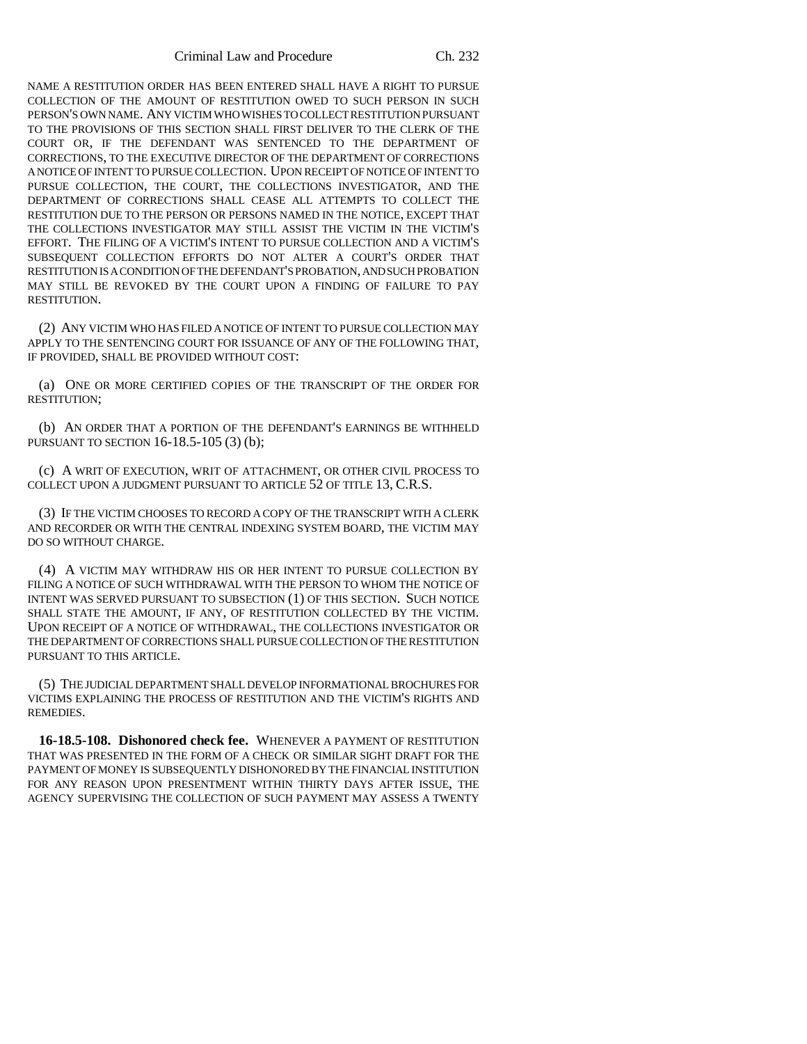NAME A RESTITUTION ORDER HAS BEEN ENTERED SHALL HAVE A RIGHT TO PURSUE COLLECTION OF THE AMOUNT OF RESTITUTION OWED TO SUCH PERSON IN SUCH PERSON'S OWN NAME. ANY VICTIM WHO WISHES TO COLLECT RESTITUTION PURSUANT TO THE PROVISIONS OF THIS SECTION SHALL FIRST DELIVER TO THE CLERK OF THE COURT OR, IF THE DEFENDANT WAS SENTENCED TO THE DEPARTMENT OF CORRECTIONS, TO THE EXECUTIVE DIRECTOR OF THE DEPARTMENT OF CORRECTIONS A NOTICE OF INTENT TO PURSUE COLLECTION. UPON RECEIPT OF NOTICE OF INTENT TO PURSUE COLLECTION, THE COURT, THE COLLECTIONS INVESTIGATOR, AND THE DEPARTMENT OF CORRECTIONS SHALL CEASE ALL ATTEMPTS TO COLLECT THE RESTITUTION DUE TO THE PERSON OR PERSONS NAMED IN THE NOTICE, EXCEPT THAT THE COLLECTIONS INVESTIGATOR MAY STILL ASSIST THE VICTIM IN THE VICTIM'S EFFORT. THE FILING OF A VICTIM'S INTENT TO PURSUE COLLECTION AND A VICTIM'S SUBSEQUENT COLLECTION EFFORTS DO NOT ALTER A COURT'S ORDER THAT RESTITUTION IS A CONDITION OF THE DEFENDANT'S PROBATION, AND SUCH PROBATION MAY STILL BE REVOKED BY THE COURT UPON A FINDING OF FAILURE TO PAY RESTITUTION.

(2) ANY VICTIM WHO HAS FILED A NOTICE OF INTENT TO PURSUE COLLECTION MAY APPLY TO THE SENTENCING COURT FOR ISSUANCE OF ANY OF THE FOLLOWING THAT, IF PROVIDED, SHALL BE PROVIDED WITHOUT COST:

(a) ONE OR MORE CERTIFIED COPIES OF THE TRANSCRIPT OF THE ORDER FOR RESTITUTION;

(b) AN ORDER THAT A PORTION OF THE DEFENDANT'S EARNINGS BE WITHHELD PURSUANT TO SECTION 16-18.5-105 (3) (b);

(c) A WRIT OF EXECUTION, WRIT OF ATTACHMENT, OR OTHER CIVIL PROCESS TO COLLECT UPON A JUDGMENT PURSUANT TO ARTICLE 52 OF TITLE 13, C.R.S.

(3) IF THE VICTIM CHOOSES TO RECORD A COPY OF THE TRANSCRIPT WITH A CLERK AND RECORDER OR WITH THE CENTRAL INDEXING SYSTEM BOARD, THE VICTIM MAY DO SO WITHOUT CHARGE.

(4) A VICTIM MAY WITHDRAW HIS OR HER INTENT TO PURSUE COLLECTION BY FILING A NOTICE OF SUCH WITHDRAWAL WITH THE PERSON TO WHOM THE NOTICE OF INTENT WAS SERVED PURSUANT TO SUBSECTION (1) OF THIS SECTION. SUCH NOTICE SHALL STATE THE AMOUNT, IF ANY, OF RESTITUTION COLLECTED BY THE VICTIM. UPON RECEIPT OF A NOTICE OF WITHDRAWAL, THE COLLECTIONS INVESTIGATOR OR THE DEPARTMENT OF CORRECTIONS SHALL PURSUE COLLECTION OF THE RESTITUTION PURSUANT TO THIS ARTICLE.

(5) THE JUDICIAL DEPARTMENT SHALL DEVELOP INFORMATIONAL BROCHURES FOR VICTIMS EXPLAINING THE PROCESS OF RESTITUTION AND THE VICTIM'S RIGHTS AND REMEDIES.

**16-18.5-108. Dishonored check fee.** WHENEVER A PAYMENT OF RESTITUTION THAT WAS PRESENTED IN THE FORM OF A CHECK OR SIMILAR SIGHT DRAFT FOR THE PAYMENT OF MONEY IS SUBSEQUENTLY DISHONORED BY THE FINANCIAL INSTITUTION FOR ANY REASON UPON PRESENTMENT WITHIN THIRTY DAYS AFTER ISSUE, THE AGENCY SUPERVISING THE COLLECTION OF SUCH PAYMENT MAY ASSESS A TWENTY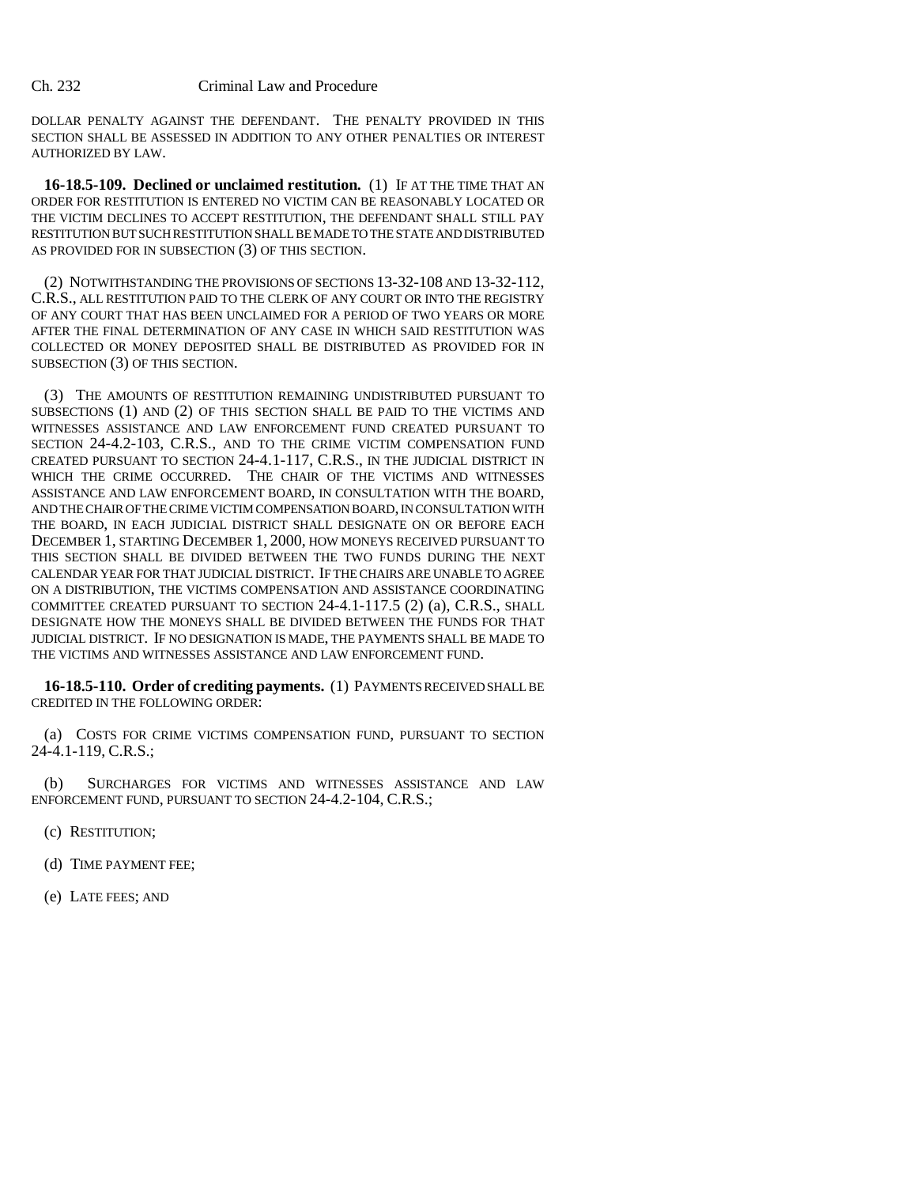DOLLAR PENALTY AGAINST THE DEFENDANT. THE PENALTY PROVIDED IN THIS SECTION SHALL BE ASSESSED IN ADDITION TO ANY OTHER PENALTIES OR INTEREST AUTHORIZED BY LAW.

**16-18.5-109. Declined or unclaimed restitution.** (1) IF AT THE TIME THAT AN ORDER FOR RESTITUTION IS ENTERED NO VICTIM CAN BE REASONABLY LOCATED OR THE VICTIM DECLINES TO ACCEPT RESTITUTION, THE DEFENDANT SHALL STILL PAY RESTITUTION BUT SUCH RESTITUTION SHALL BE MADE TO THE STATE AND DISTRIBUTED AS PROVIDED FOR IN SUBSECTION (3) OF THIS SECTION.

(2) NOTWITHSTANDING THE PROVISIONS OF SECTIONS 13-32-108 AND 13-32-112, C.R.S., ALL RESTITUTION PAID TO THE CLERK OF ANY COURT OR INTO THE REGISTRY OF ANY COURT THAT HAS BEEN UNCLAIMED FOR A PERIOD OF TWO YEARS OR MORE AFTER THE FINAL DETERMINATION OF ANY CASE IN WHICH SAID RESTITUTION WAS COLLECTED OR MONEY DEPOSITED SHALL BE DISTRIBUTED AS PROVIDED FOR IN SUBSECTION (3) OF THIS SECTION.

(3) THE AMOUNTS OF RESTITUTION REMAINING UNDISTRIBUTED PURSUANT TO SUBSECTIONS (1) AND (2) OF THIS SECTION SHALL BE PAID TO THE VICTIMS AND WITNESSES ASSISTANCE AND LAW ENFORCEMENT FUND CREATED PURSUANT TO SECTION 24-4.2-103, C.R.S., AND TO THE CRIME VICTIM COMPENSATION FUND CREATED PURSUANT TO SECTION 24-4.1-117, C.R.S., IN THE JUDICIAL DISTRICT IN WHICH THE CRIME OCCURRED. THE CHAIR OF THE VICTIMS AND WITNESSES ASSISTANCE AND LAW ENFORCEMENT BOARD, IN CONSULTATION WITH THE BOARD, AND THE CHAIR OF THE CRIME VICTIM COMPENSATION BOARD, IN CONSULTATION WITH THE BOARD, IN EACH JUDICIAL DISTRICT SHALL DESIGNATE ON OR BEFORE EACH DECEMBER 1, STARTING DECEMBER 1, 2000, HOW MONEYS RECEIVED PURSUANT TO THIS SECTION SHALL BE DIVIDED BETWEEN THE TWO FUNDS DURING THE NEXT CALENDAR YEAR FOR THAT JUDICIAL DISTRICT. IF THE CHAIRS ARE UNABLE TO AGREE ON A DISTRIBUTION, THE VICTIMS COMPENSATION AND ASSISTANCE COORDINATING COMMITTEE CREATED PURSUANT TO SECTION 24-4.1-117.5 (2) (a), C.R.S., SHALL DESIGNATE HOW THE MONEYS SHALL BE DIVIDED BETWEEN THE FUNDS FOR THAT JUDICIAL DISTRICT. IF NO DESIGNATION IS MADE, THE PAYMENTS SHALL BE MADE TO THE VICTIMS AND WITNESSES ASSISTANCE AND LAW ENFORCEMENT FUND.

**16-18.5-110. Order of crediting payments.** (1) PAYMENTS RECEIVED SHALL BE CREDITED IN THE FOLLOWING ORDER:

(a) COSTS FOR CRIME VICTIMS COMPENSATION FUND, PURSUANT TO SECTION 24-4.1-119, C.R.S.;

(b) SURCHARGES FOR VICTIMS AND WITNESSES ASSISTANCE AND LAW ENFORCEMENT FUND, PURSUANT TO SECTION 24-4.2-104, C.R.S.;

(c) RESTITUTION;

(d) TIME PAYMENT FEE;

(e) LATE FEES; AND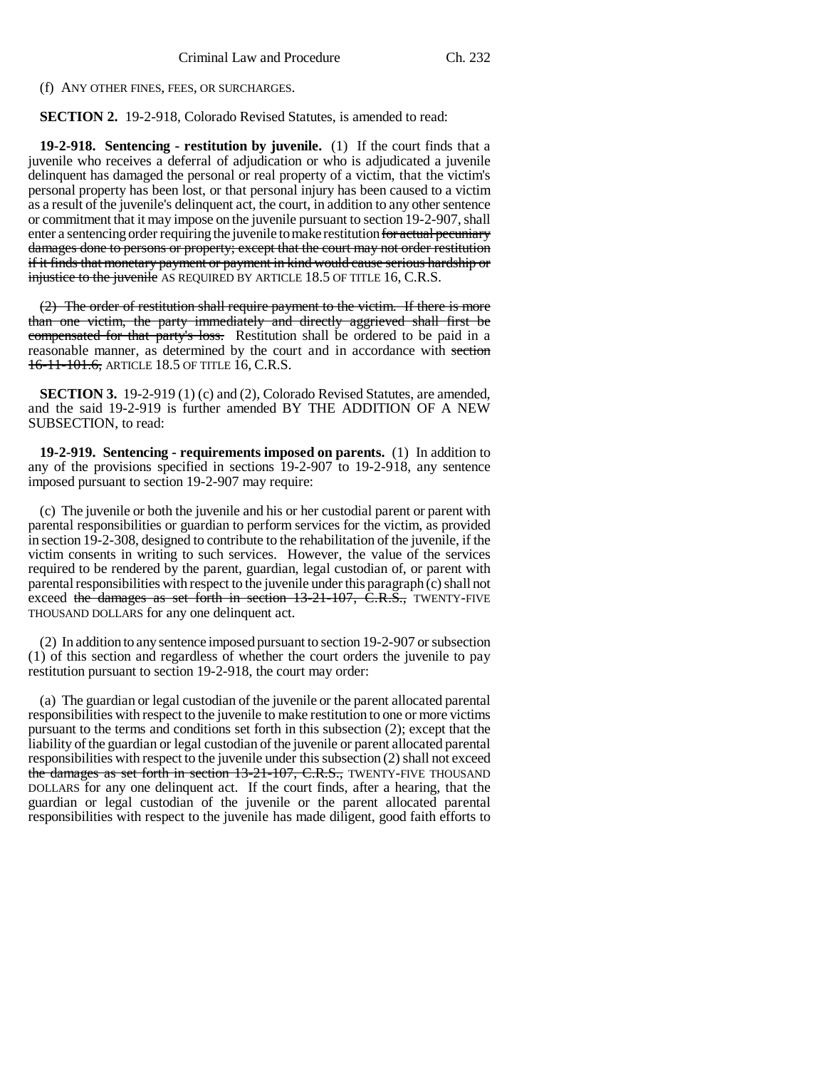(f) ANY OTHER FINES, FEES, OR SURCHARGES.

**SECTION 2.** 19-2-918, Colorado Revised Statutes, is amended to read:

**19-2-918. Sentencing - restitution by juvenile.** (1) If the court finds that a juvenile who receives a deferral of adjudication or who is adjudicated a juvenile delinquent has damaged the personal or real property of a victim, that the victim's personal property has been lost, or that personal injury has been caused to a victim as a result of the juvenile's delinquent act, the court, in addition to any other sentence or commitment that it may impose on the juvenile pursuant to section 19-2-907, shall enter a sentencing order requiring the juvenile to make restitution ~~for actual pecuniary damages done to persons or property; except that the court may not order restitution if it finds that monetary payment or payment in kind would cause serious hardship or injustice to the juvenile~~ AS REQUIRED BY ARTICLE 18.5 OF TITLE 16, C.R.S.

~~(2) The order of restitution shall require payment to the victim. If there is more than one victim, the party immediately and directly aggrieved shall first be compensated for that party's loss.~~ Restitution shall be ordered to be paid in a reasonable manner, as determined by the court and in accordance with ~~section 16-11-101.6,~~ ARTICLE 18.5 OF TITLE 16, C.R.S.

**SECTION 3.** 19-2-919 (1) (c) and (2), Colorado Revised Statutes, are amended, and the said 19-2-919 is further amended BY THE ADDITION OF A NEW SUBSECTION, to read:

**19-2-919. Sentencing - requirements imposed on parents.** (1) In addition to any of the provisions specified in sections 19-2-907 to 19-2-918, any sentence imposed pursuant to section 19-2-907 may require:

(c) The juvenile or both the juvenile and his or her custodial parent or parent with parental responsibilities or guardian to perform services for the victim, as provided in section 19-2-308, designed to contribute to the rehabilitation of the juvenile, if the victim consents in writing to such services. However, the value of the services required to be rendered by the parent, guardian, legal custodian of, or parent with parental responsibilities with respect to the juvenile under this paragraph (c) shall not exceed ~~the damages as set forth in section 13-21-107, C.R.S.,~~ TWENTY-FIVE THOUSAND DOLLARS for any one delinquent act.

(2) In addition to any sentence imposed pursuant to section 19-2-907 or subsection (1) of this section and regardless of whether the court orders the juvenile to pay restitution pursuant to section 19-2-918, the court may order:

(a) The guardian or legal custodian of the juvenile or the parent allocated parental responsibilities with respect to the juvenile to make restitution to one or more victims pursuant to the terms and conditions set forth in this subsection (2); except that the liability of the guardian or legal custodian of the juvenile or parent allocated parental responsibilities with respect to the juvenile under this subsection (2) shall not exceed ~~the damages as set forth in section 13-21-107, C.R.S.,~~ TWENTY-FIVE THOUSAND DOLLARS for any one delinquent act. If the court finds, after a hearing, that the guardian or legal custodian of the juvenile or the parent allocated parental responsibilities with respect to the juvenile has made diligent, good faith efforts to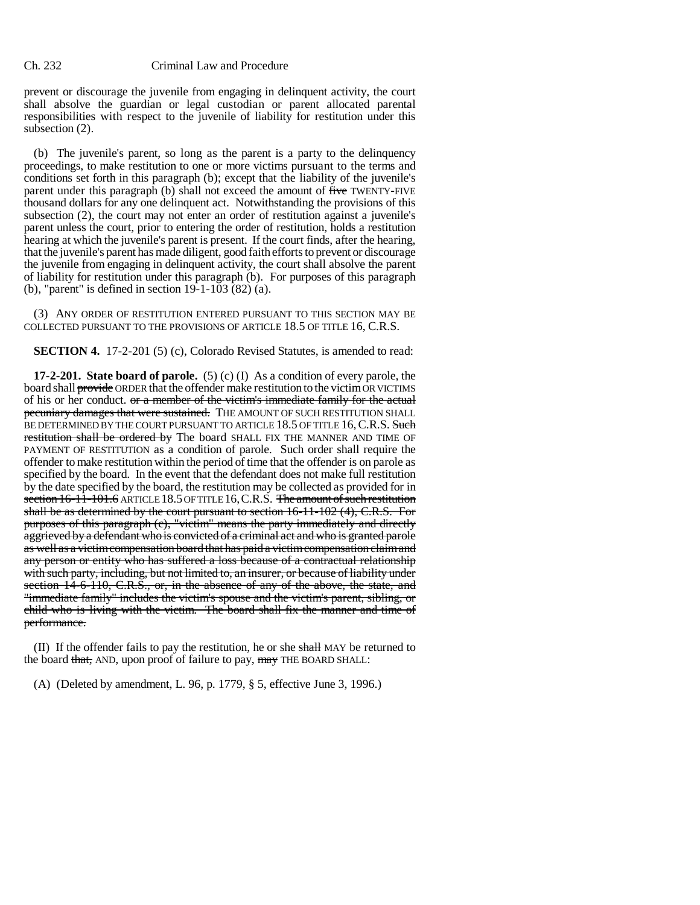prevent or discourage the juvenile from engaging in delinquent activity, the court shall absolve the guardian or legal custodian or parent allocated parental responsibilities with respect to the juvenile of liability for restitution under this subsection (2).

(b) The juvenile's parent, so long as the parent is a party to the delinquency proceedings, to make restitution to one or more victims pursuant to the terms and conditions set forth in this paragraph (b); except that the liability of the juvenile's parent under this paragraph (b) shall not exceed the amount of ~~five~~ TWENTY-FIVE thousand dollars for any one delinquent act. Notwithstanding the provisions of this subsection (2), the court may not enter an order of restitution against a juvenile's parent unless the court, prior to entering the order of restitution, holds a restitution hearing at which the juvenile's parent is present. If the court finds, after the hearing, that the juvenile's parent has made diligent, good faith efforts to prevent or discourage the juvenile from engaging in delinquent activity, the court shall absolve the parent of liability for restitution under this paragraph (b). For purposes of this paragraph (b), "parent" is defined in section 19-1-103 (82) (a).

(3) ANY ORDER OF RESTITUTION ENTERED PURSUANT TO THIS SECTION MAY BE COLLECTED PURSUANT TO THE PROVISIONS OF ARTICLE 18.5 OF TITLE 16, C.R.S.

**SECTION 4.** 17-2-201 (5) (c), Colorado Revised Statutes, is amended to read:

**17-2-201. State board of parole.** (5) (c) (I) As a condition of every parole, the board shall ~~provide~~ ORDER that the offender make restitution to the victim OR VICTIMS of his or her conduct. ~~or a member of the victim's immediate family for the actual pecuniary damages that were sustained.~~ THE AMOUNT OF SUCH RESTITUTION SHALL BE DETERMINED BY THE COURT PURSUANT TO ARTICLE 18.5 OF TITLE 16, C.R.S. ~~Such restitution shall be ordered by~~ The board SHALL FIX THE MANNER AND TIME OF PAYMENT OF RESTITUTION as a condition of parole. Such order shall require the offender to make restitution within the period of time that the offender is on parole as specified by the board. In the event that the defendant does not make full restitution by the date specified by the board, the restitution may be collected as provided for in ~~section 16-11-101.6~~ ARTICLE 18.5 OF TITLE 16, C.R.S. ~~The amount of such restitution shall be as determined by the court pursuant to section 16-11-102 (4), C.R.S. For purposes of this paragraph (c), "victim" means the party immediately and directly aggrieved by a defendant who is convicted of a criminal act and who is granted parole as well as a victim compensation board that has paid a victim compensation claim and any person or entity who has suffered a loss because of a contractual relationship with such party, including, but not limited to, an insurer, or because of liability under section 14-6-110, C.R.S., or, in the absence of any of the above, the state, and "immediate family" includes the victim's spouse and the victim's parent, sibling, or child who is living with the victim. The board shall fix the manner and time of performance.~~

(II) If the offender fails to pay the restitution, he or she ~~shall~~ MAY be returned to the board ~~that,~~ AND, upon proof of failure to pay, ~~may~~ THE BOARD SHALL:

(A) (Deleted by amendment, L. 96, p. 1779, § 5, effective June 3, 1996.)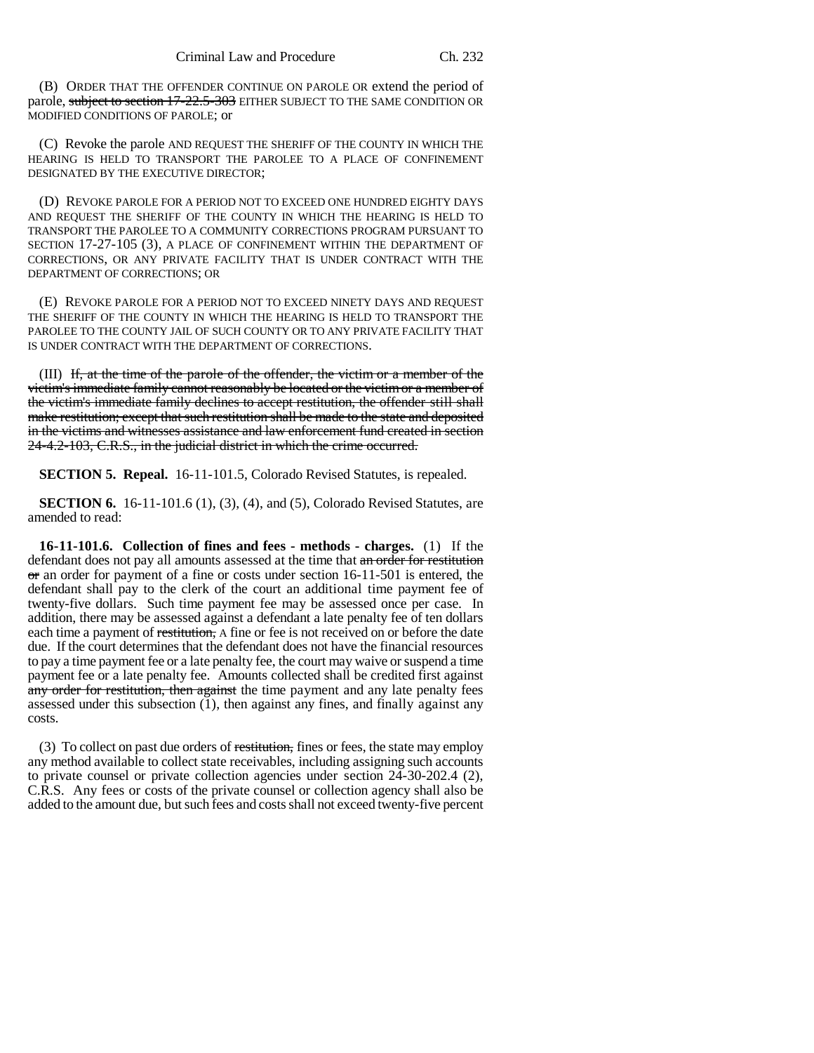(B) ORDER THAT THE OFFENDER CONTINUE ON PAROLE OR extend the period of parole, ~~subject to section 17-22.5-303~~ EITHER SUBJECT TO THE SAME CONDITION OR MODIFIED CONDITIONS OF PAROLE; or

(C) Revoke the parole AND REQUEST THE SHERIFF OF THE COUNTY IN WHICH THE HEARING IS HELD TO TRANSPORT THE PAROLEE TO A PLACE OF CONFINEMENT DESIGNATED BY THE EXECUTIVE DIRECTOR;

(D) REVOKE PAROLE FOR A PERIOD NOT TO EXCEED ONE HUNDRED EIGHTY DAYS AND REQUEST THE SHERIFF OF THE COUNTY IN WHICH THE HEARING IS HELD TO TRANSPORT THE PAROLEE TO A COMMUNITY CORRECTIONS PROGRAM PURSUANT TO SECTION 17-27-105 (3), A PLACE OF CONFINEMENT WITHIN THE DEPARTMENT OF CORRECTIONS, OR ANY PRIVATE FACILITY THAT IS UNDER CONTRACT WITH THE DEPARTMENT OF CORRECTIONS; OR

(E) REVOKE PAROLE FOR A PERIOD NOT TO EXCEED NINETY DAYS AND REQUEST THE SHERIFF OF THE COUNTY IN WHICH THE HEARING IS HELD TO TRANSPORT THE PAROLEE TO THE COUNTY JAIL OF SUCH COUNTY OR TO ANY PRIVATE FACILITY THAT IS UNDER CONTRACT WITH THE DEPARTMENT OF CORRECTIONS.

(III) ~~If, at the time of the parole of the offender, the victim or a member of the victim's immediate family cannot reasonably be located or the victim or a member of the victim's immediate family declines to accept restitution, the offender still shall make restitution; except that such restitution shall be made to the state and deposited in the victims and witnesses assistance and law enforcement fund created in section 24-4.2-103, C.R.S., in the judicial district in which the crime occurred.~~

**SECTION 5. Repeal.** 16-11-101.5, Colorado Revised Statutes, is repealed.

**SECTION 6.** 16-11-101.6 (1), (3), (4), and (5), Colorado Revised Statutes, are amended to read:

**16-11-101.6. Collection of fines and fees - methods - charges.** (1) If the defendant does not pay all amounts assessed at the time that ~~an order for restitution or~~ an order for payment of a fine or costs under section 16-11-501 is entered, the defendant shall pay to the clerk of the court an additional time payment fee of twenty-five dollars. Such time payment fee may be assessed once per case. In addition, there may be assessed against a defendant a late penalty fee of ten dollars each time a payment of ~~restitution,~~ A fine or fee is not received on or before the date due. If the court determines that the defendant does not have the financial resources to pay a time payment fee or a late penalty fee, the court may waive or suspend a time payment fee or a late penalty fee. Amounts collected shall be credited first against ~~any order for restitution, then against~~ the time payment and any late penalty fees assessed under this subsection (1), then against any fines, and finally against any costs.

(3) To collect on past due orders of ~~restitution,~~ fines or fees, the state may employ any method available to collect state receivables, including assigning such accounts to private counsel or private collection agencies under section 24-30-202.4 (2), C.R.S. Any fees or costs of the private counsel or collection agency shall also be added to the amount due, but such fees and costs shall not exceed twenty-five percent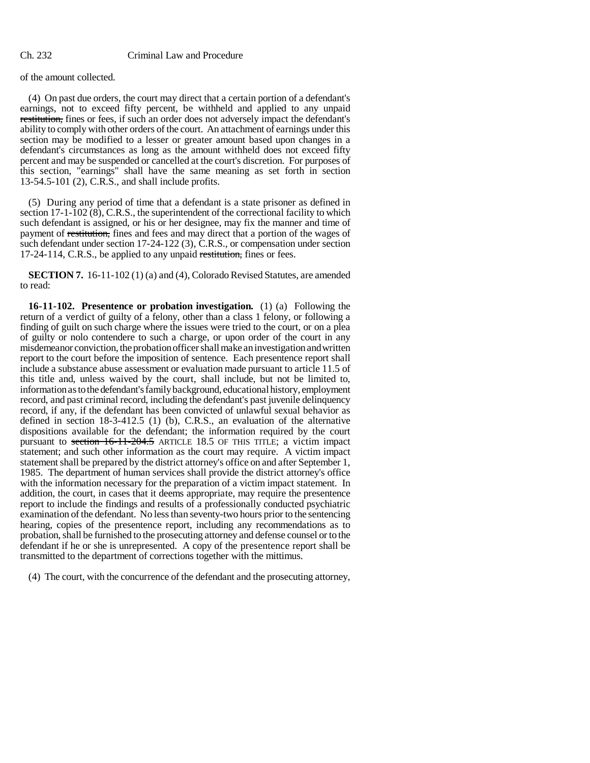of the amount collected.

(4) On past due orders, the court may direct that a certain portion of a defendant's earnings, not to exceed fifty percent, be withheld and applied to any unpaid ~~restitution,~~ fines or fees, if such an order does not adversely impact the defendant's ability to comply with other orders of the court. An attachment of earnings under this section may be modified to a lesser or greater amount based upon changes in a defendant's circumstances as long as the amount withheld does not exceed fifty percent and may be suspended or cancelled at the court's discretion. For purposes of this section, "earnings" shall have the same meaning as set forth in section 13-54.5-101 (2), C.R.S., and shall include profits.

(5) During any period of time that a defendant is a state prisoner as defined in section 17-1-102 (8), C.R.S., the superintendent of the correctional facility to which such defendant is assigned, or his or her designee, may fix the manner and time of payment of ~~restitution,~~ fines and fees and may direct that a portion of the wages of such defendant under section 17-24-122 (3), C.R.S., or compensation under section 17-24-114, C.R.S., be applied to any unpaid ~~restitution,~~ fines or fees.

**SECTION 7.** 16-11-102 (1) (a) and (4), Colorado Revised Statutes, are amended to read:

**16-11-102. Presentence or probation investigation.** (1) (a) Following the return of a verdict of guilty of a felony, other than a class 1 felony, or following a finding of guilt on such charge where the issues were tried to the court, or on a plea of guilty or nolo contendere to such a charge, or upon order of the court in any misdemeanor conviction, the probation officer shall make an investigation and written report to the court before the imposition of sentence. Each presentence report shall include a substance abuse assessment or evaluation made pursuant to article 11.5 of this title and, unless waived by the court, shall include, but not be limited to, information as to the defendant's family background, educational history, employment record, and past criminal record, including the defendant's past juvenile delinquency record, if any, if the defendant has been convicted of unlawful sexual behavior as defined in section 18-3-412.5 (1) (b), C.R.S., an evaluation of the alternative dispositions available for the defendant; the information required by the court pursuant to ~~section 16-11-204.5~~ ARTICLE 18.5 OF THIS TITLE; a victim impact statement; and such other information as the court may require. A victim impact statement shall be prepared by the district attorney's office on and after September 1, 1985. The department of human services shall provide the district attorney's office with the information necessary for the preparation of a victim impact statement. In addition, the court, in cases that it deems appropriate, may require the presentence report to include the findings and results of a professionally conducted psychiatric examination of the defendant. No less than seventy-two hours prior to the sentencing hearing, copies of the presentence report, including any recommendations as to probation, shall be furnished to the prosecuting attorney and defense counsel or to the defendant if he or she is unrepresented. A copy of the presentence report shall be transmitted to the department of corrections together with the mittimus.

(4) The court, with the concurrence of the defendant and the prosecuting attorney,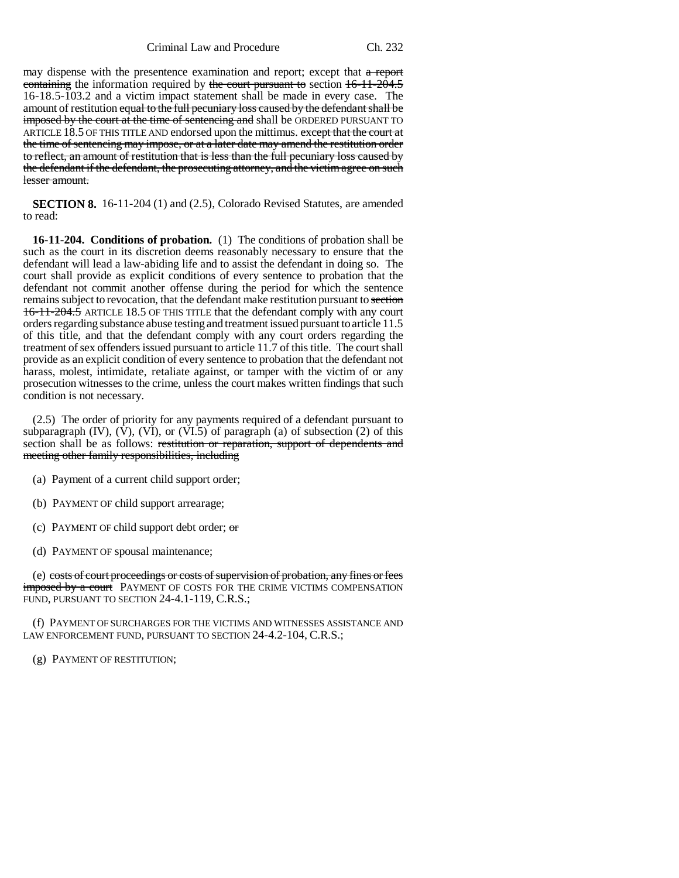may dispense with the presentence examination and report; except that a report containing the information required by the court pursuant to section 16-11-204.5 16-18.5-103.2 and a victim impact statement shall be made in every case. The amount of restitution equal to the full pecuniary loss caused by the defendant shall be imposed by the court at the time of sentencing and shall be ORDERED PURSUANT TO ARTICLE 18.5 OF THIS TITLE AND endorsed upon the mittimus. except that the court at the time of sentencing may impose, or at a later date may amend the restitution order to reflect, an amount of restitution that is less than the full pecuniary loss caused by the defendant if the defendant, the prosecuting attorney, and the victim agree on such lesser amount.

**SECTION 8.** 16-11-204 (1) and (2.5), Colorado Revised Statutes, are amended to read:

**16-11-204. Conditions of probation.** (1) The conditions of probation shall be such as the court in its discretion deems reasonably necessary to ensure that the defendant will lead a law-abiding life and to assist the defendant in doing so. The court shall provide as explicit conditions of every sentence to probation that the defendant not commit another offense during the period for which the sentence remains subject to revocation, that the defendant make restitution pursuant to section 16-11-204.5 ARTICLE 18.5 OF THIS TITLE that the defendant comply with any court orders regarding substance abuse testing and treatment issued pursuant to article 11.5 of this title, and that the defendant comply with any court orders regarding the treatment of sex offenders issued pursuant to article 11.7 of this title. The court shall provide as an explicit condition of every sentence to probation that the defendant not harass, molest, intimidate, retaliate against, or tamper with the victim of or any prosecution witnesses to the crime, unless the court makes written findings that such condition is not necessary.

(2.5) The order of priority for any payments required of a defendant pursuant to subparagraph (IV), (V), (VI), or (VI.5) of paragraph (a) of subsection (2) of this section shall be as follows: restitution or reparation, support of dependents and meeting other family responsibilities, including

(a) Payment of a current child support order;

(b) PAYMENT OF child support arrearage;

(c) PAYMENT OF child support debt order; or

(d) PAYMENT OF spousal maintenance;

(e) costs of court proceedings or costs of supervision of probation, any fines or fees imposed by a court PAYMENT OF COSTS FOR THE CRIME VICTIMS COMPENSATION FUND, PURSUANT TO SECTION 24-4.1-119, C.R.S.;

(f) PAYMENT OF SURCHARGES FOR THE VICTIMS AND WITNESSES ASSISTANCE AND LAW ENFORCEMENT FUND, PURSUANT TO SECTION 24-4.2-104, C.R.S.;

(g) PAYMENT OF RESTITUTION;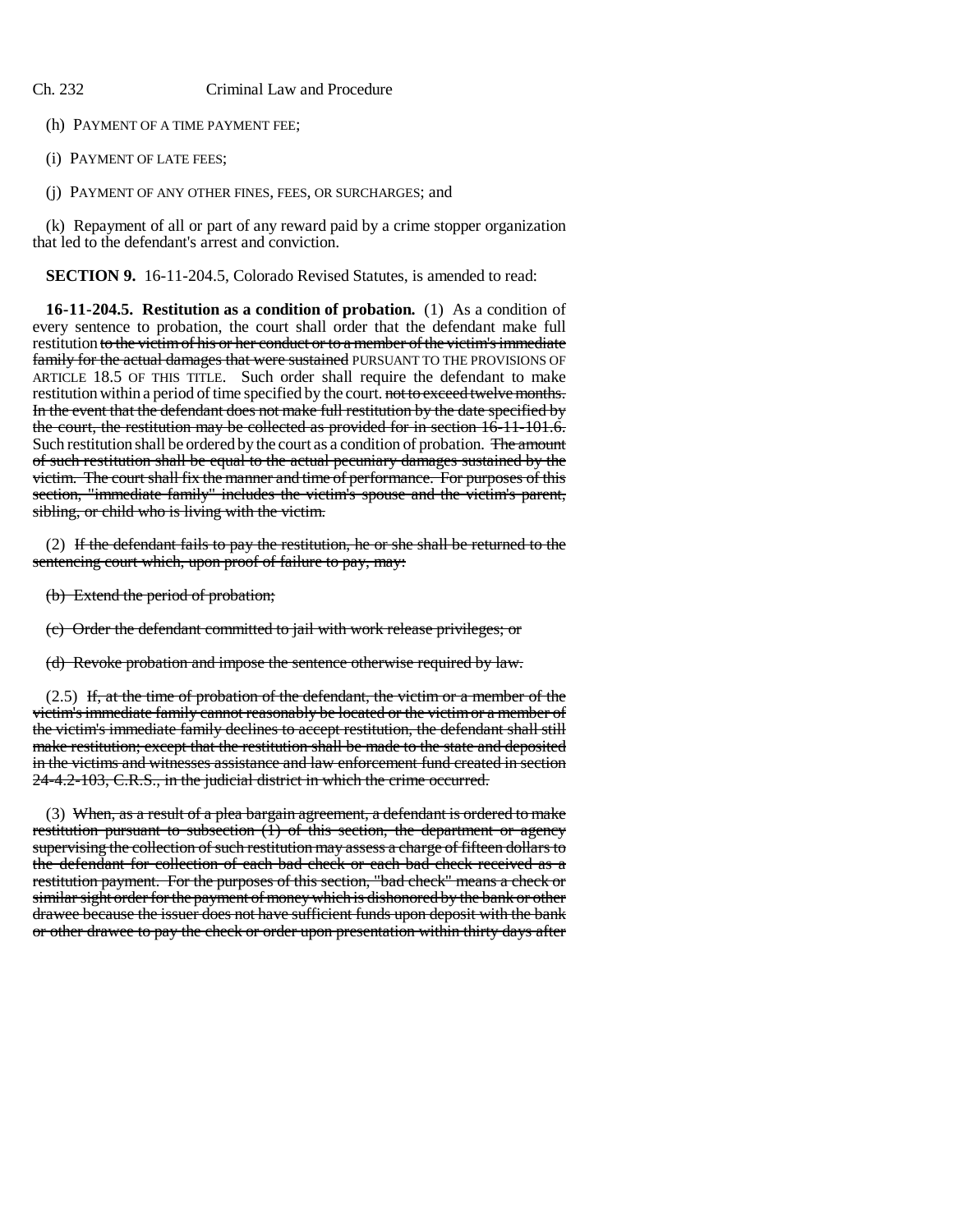(h) PAYMENT OF A TIME PAYMENT FEE;

(i) PAYMENT OF LATE FEES;

(j) PAYMENT OF ANY OTHER FINES, FEES, OR SURCHARGES; and

(k) Repayment of all or part of any reward paid by a crime stopper organization that led to the defendant's arrest and conviction.

**SECTION 9.** 16-11-204.5, Colorado Revised Statutes, is amended to read:

**16-11-204.5. Restitution as a condition of probation.** (1) As a condition of every sentence to probation, the court shall order that the defendant make full restitution ~~to the victim of his or her conduct or to a member of the victim's immediate family for the actual damages that were sustained~~ PURSUANT TO THE PROVISIONS OF ARTICLE 18.5 OF THIS TITLE. Such order shall require the defendant to make restitution within a period of time specified by the court. ~~not to exceed twelve months. In the event that the defendant does not make full restitution by the date specified by the court, the restitution may be collected as provided for in section 16-11-101.6.~~ Such restitution shall be ordered by the court as a condition of probation. ~~The amount of such restitution shall be equal to the actual pecuniary damages sustained by the victim. The court shall fix the manner and time of performance. For purposes of this section, "immediate family" includes the victim's spouse and the victim's parent, sibling, or child who is living with the victim.~~

(2) ~~If the defendant fails to pay the restitution, he or she shall be returned to the sentencing court which, upon proof of failure to pay, may:~~

~~(b) Extend the period of probation;~~

~~(c) Order the defendant committed to jail with work release privileges; or~~

~~(d) Revoke probation and impose the sentence otherwise required by law.~~

(2.5) ~~If, at the time of probation of the defendant, the victim or a member of the victim's immediate family cannot reasonably be located or the victim or a member of the victim's immediate family declines to accept restitution, the defendant shall still make restitution; except that the restitution shall be made to the state and deposited in the victims and witnesses assistance and law enforcement fund created in section 24-4.2-103, C.R.S., in the judicial district in which the crime occurred.~~

(3) ~~When, as a result of a plea bargain agreement, a defendant is ordered to make restitution pursuant to subsection (1) of this section, the department or agency supervising the collection of such restitution may assess a charge of fifteen dollars to the defendant for collection of each bad check or each bad check received as a restitution payment. For the purposes of this section, "bad check" means a check or similar sight order for the payment of money which is dishonored by the bank or other drawee because the issuer does not have sufficient funds upon deposit with the bank or other drawee to pay the check or order upon presentation within thirty days after~~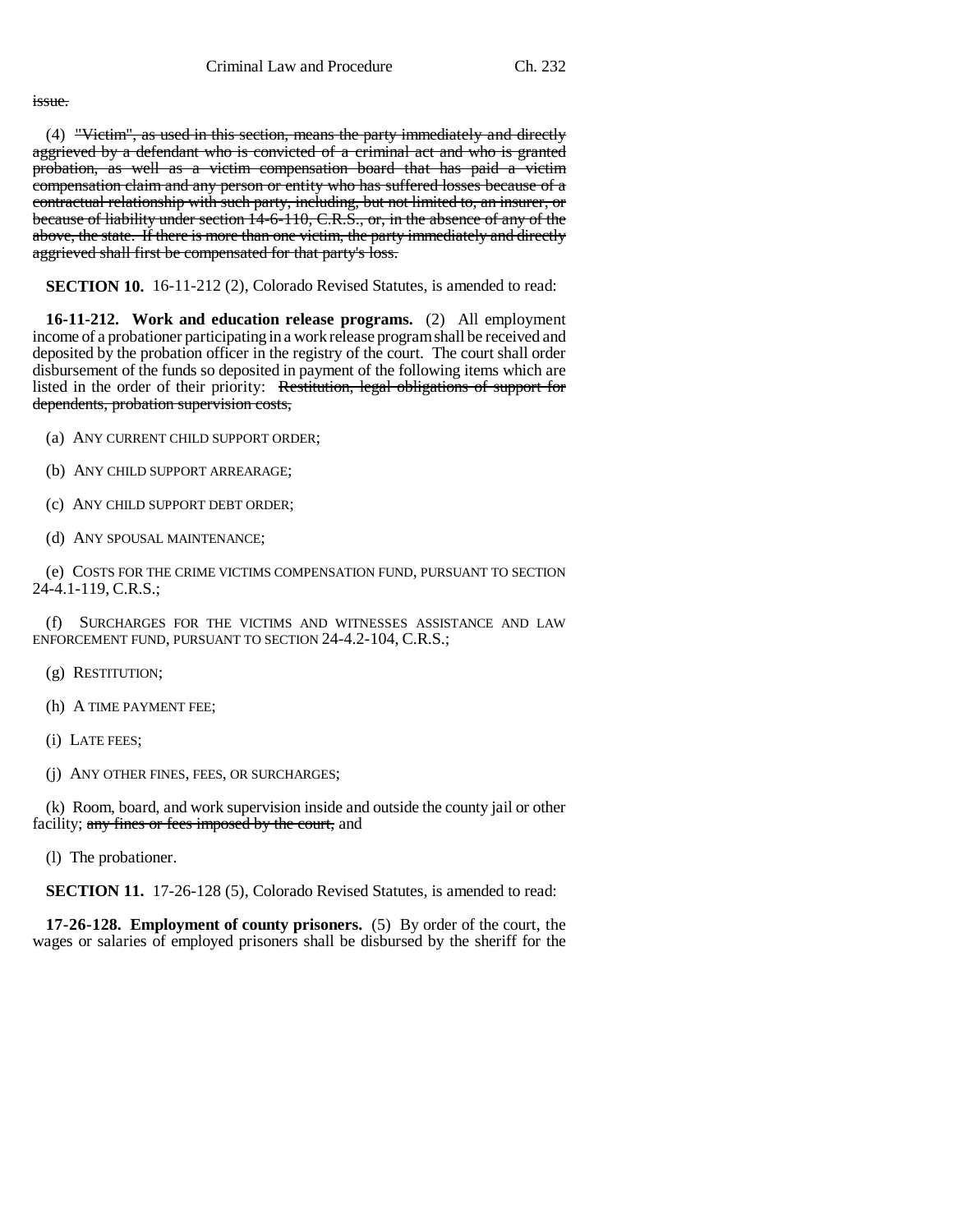~~issue.~~

(4) ~~"Victim", as used in this section, means the party immediately and directly aggrieved by a defendant who is convicted of a criminal act and who is granted probation, as well as a victim compensation board that has paid a victim compensation claim and any person or entity who has suffered losses because of a contractual relationship with such party, including, but not limited to, an insurer, or because of liability under section 14-6-110, C.R.S., or, in the absence of any of the above, the state. If there is more than one victim, the party immediately and directly aggrieved shall first be compensated for that party's loss.~~

**SECTION 10.** 16-11-212 (2), Colorado Revised Statutes, is amended to read:

**16-11-212. Work and education release programs.** (2) All employment income of a probationer participating in a work release program shall be received and deposited by the probation officer in the registry of the court. The court shall order disbursement of the funds so deposited in payment of the following items which are listed in the order of their priority: ~~Restitution, legal obligations of support for dependents, probation supervision costs,~~

(a) ANY CURRENT CHILD SUPPORT ORDER;

(b) ANY CHILD SUPPORT ARREARAGE;

(c) ANY CHILD SUPPORT DEBT ORDER;

(d) ANY SPOUSAL MAINTENANCE;

(e) COSTS FOR THE CRIME VICTIMS COMPENSATION FUND, PURSUANT TO SECTION 24-4.1-119, C.R.S.;

(f) SURCHARGES FOR THE VICTIMS AND WITNESSES ASSISTANCE AND LAW ENFORCEMENT FUND, PURSUANT TO SECTION 24-4.2-104, C.R.S.;

(g) RESTITUTION;

(h) A TIME PAYMENT FEE;

(i) LATE FEES;

(j) ANY OTHER FINES, FEES, OR SURCHARGES;

(k) Room, board, and work supervision inside and outside the county jail or other facility; ~~any fines or fees imposed by the court,~~ and

(l) The probationer.

**SECTION 11.** 17-26-128 (5), Colorado Revised Statutes, is amended to read:

**17-26-128. Employment of county prisoners.** (5) By order of the court, the wages or salaries of employed prisoners shall be disbursed by the sheriff for the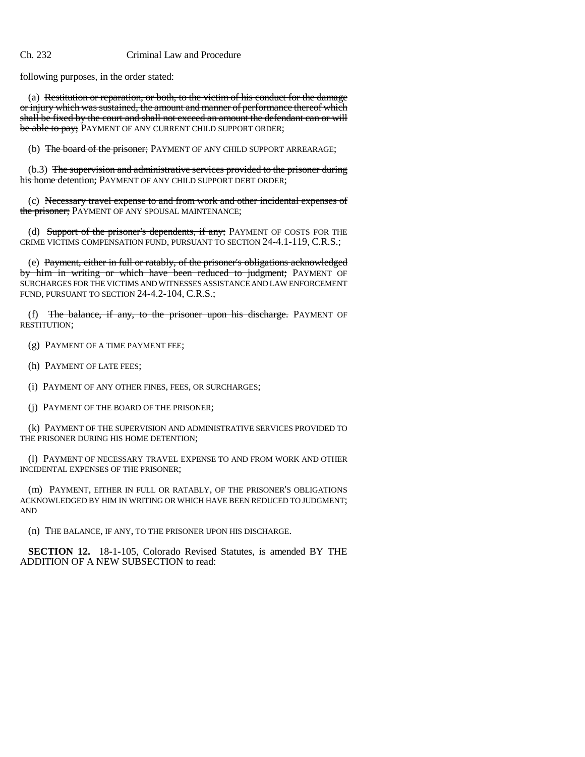following purposes, in the order stated:

(a) ~~Restitution or reparation, or both, to the victim of his conduct for the damage or injury which was sustained, the amount and manner of performance thereof which shall be fixed by the court and shall not exceed an amount the defendant can or will be able to pay;~~ PAYMENT OF ANY CURRENT CHILD SUPPORT ORDER;

(b) ~~The board of the prisoner;~~ PAYMENT OF ANY CHILD SUPPORT ARREARAGE;

(b.3) ~~The supervision and administrative services provided to the prisoner during his home detention;~~ PAYMENT OF ANY CHILD SUPPORT DEBT ORDER;

(c) ~~Necessary travel expense to and from work and other incidental expenses of the prisoner;~~ PAYMENT OF ANY SPOUSAL MAINTENANCE;

(d) ~~Support of the prisoner's dependents, if any;~~ PAYMENT OF COSTS FOR THE CRIME VICTIMS COMPENSATION FUND, PURSUANT TO SECTION 24-4.1-119, C.R.S.;

(e) ~~Payment, either in full or ratably, of the prisoner's obligations acknowledged by him in writing or which have been reduced to judgment;~~ PAYMENT OF SURCHARGES FOR THE VICTIMS AND WITNESSES ASSISTANCE AND LAW ENFORCEMENT FUND, PURSUANT TO SECTION 24-4.2-104, C.R.S.;

(f) ~~The balance, if any, to the prisoner upon his discharge.~~ PAYMENT OF RESTITUTION;

(g) PAYMENT OF A TIME PAYMENT FEE;

(h) PAYMENT OF LATE FEES;

(i) PAYMENT OF ANY OTHER FINES, FEES, OR SURCHARGES;

(j) PAYMENT OF THE BOARD OF THE PRISONER;

(k) PAYMENT OF THE SUPERVISION AND ADMINISTRATIVE SERVICES PROVIDED TO THE PRISONER DURING HIS HOME DETENTION;

(l) PAYMENT OF NECESSARY TRAVEL EXPENSE TO AND FROM WORK AND OTHER INCIDENTAL EXPENSES OF THE PRISONER;

(m) PAYMENT, EITHER IN FULL OR RATABLY, OF THE PRISONER'S OBLIGATIONS ACKNOWLEDGED BY HIM IN WRITING OR WHICH HAVE BEEN REDUCED TO JUDGMENT; AND

(n) THE BALANCE, IF ANY, TO THE PRISONER UPON HIS DISCHARGE.

**SECTION 12.** 18-1-105, Colorado Revised Statutes, is amended BY THE ADDITION OF A NEW SUBSECTION to read: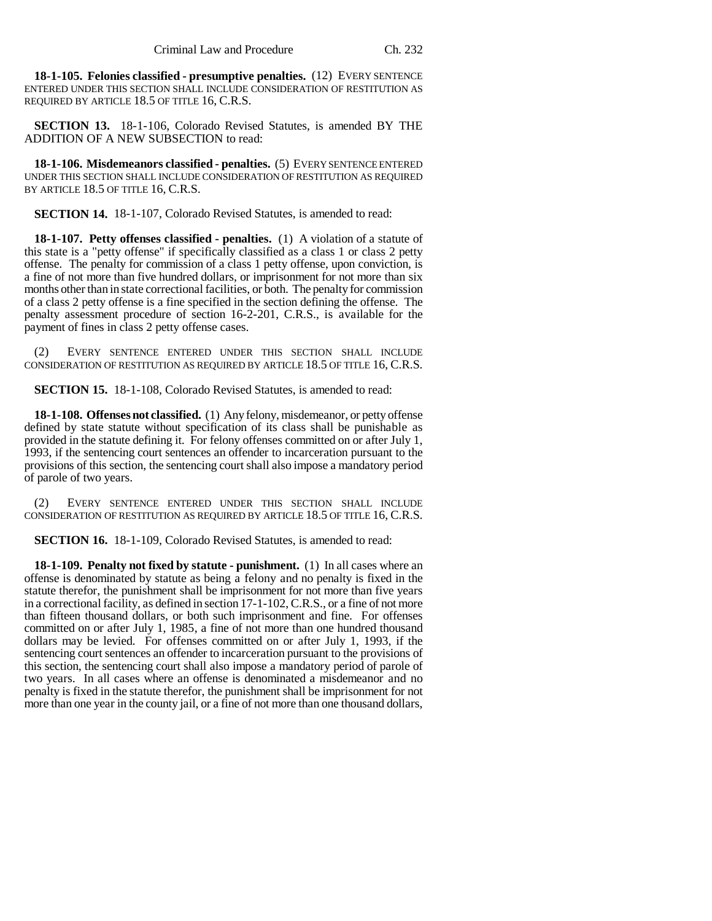**18-1-105. Felonies classified - presumptive penalties.** (12) EVERY SENTENCE ENTERED UNDER THIS SECTION SHALL INCLUDE CONSIDERATION OF RESTITUTION AS REQUIRED BY ARTICLE 18.5 OF TITLE 16, C.R.S.

**SECTION 13.** 18-1-106, Colorado Revised Statutes, is amended BY THE ADDITION OF A NEW SUBSECTION to read:

**18-1-106. Misdemeanors classified - penalties.** (5) EVERY SENTENCE ENTERED UNDER THIS SECTION SHALL INCLUDE CONSIDERATION OF RESTITUTION AS REQUIRED BY ARTICLE 18.5 OF TITLE 16, C.R.S.

**SECTION 14.** 18-1-107, Colorado Revised Statutes, is amended to read:

**18-1-107. Petty offenses classified - penalties.** (1) A violation of a statute of this state is a "petty offense" if specifically classified as a class 1 or class 2 petty offense. The penalty for commission of a class 1 petty offense, upon conviction, is a fine of not more than five hundred dollars, or imprisonment for not more than six months other than in state correctional facilities, or both. The penalty for commission of a class 2 petty offense is a fine specified in the section defining the offense. The penalty assessment procedure of section 16-2-201, C.R.S., is available for the payment of fines in class 2 petty offense cases.

(2) EVERY SENTENCE ENTERED UNDER THIS SECTION SHALL INCLUDE CONSIDERATION OF RESTITUTION AS REQUIRED BY ARTICLE 18.5 OF TITLE 16, C.R.S.

**SECTION 15.** 18-1-108, Colorado Revised Statutes, is amended to read:

**18-1-108. Offenses not classified.** (1) Any felony, misdemeanor, or petty offense defined by state statute without specification of its class shall be punishable as provided in the statute defining it. For felony offenses committed on or after July 1, 1993, if the sentencing court sentences an offender to incarceration pursuant to the provisions of this section, the sentencing court shall also impose a mandatory period of parole of two years.

(2) EVERY SENTENCE ENTERED UNDER THIS SECTION SHALL INCLUDE CONSIDERATION OF RESTITUTION AS REQUIRED BY ARTICLE 18.5 OF TITLE 16, C.R.S.

**SECTION 16.** 18-1-109, Colorado Revised Statutes, is amended to read:

**18-1-109. Penalty not fixed by statute - punishment.** (1) In all cases where an offense is denominated by statute as being a felony and no penalty is fixed in the statute therefor, the punishment shall be imprisonment for not more than five years in a correctional facility, as defined in section 17-1-102, C.R.S., or a fine of not more than fifteen thousand dollars, or both such imprisonment and fine. For offenses committed on or after July 1, 1985, a fine of not more than one hundred thousand dollars may be levied. For offenses committed on or after July 1, 1993, if the sentencing court sentences an offender to incarceration pursuant to the provisions of this section, the sentencing court shall also impose a mandatory period of parole of two years. In all cases where an offense is denominated a misdemeanor and no penalty is fixed in the statute therefor, the punishment shall be imprisonment for not more than one year in the county jail, or a fine of not more than one thousand dollars,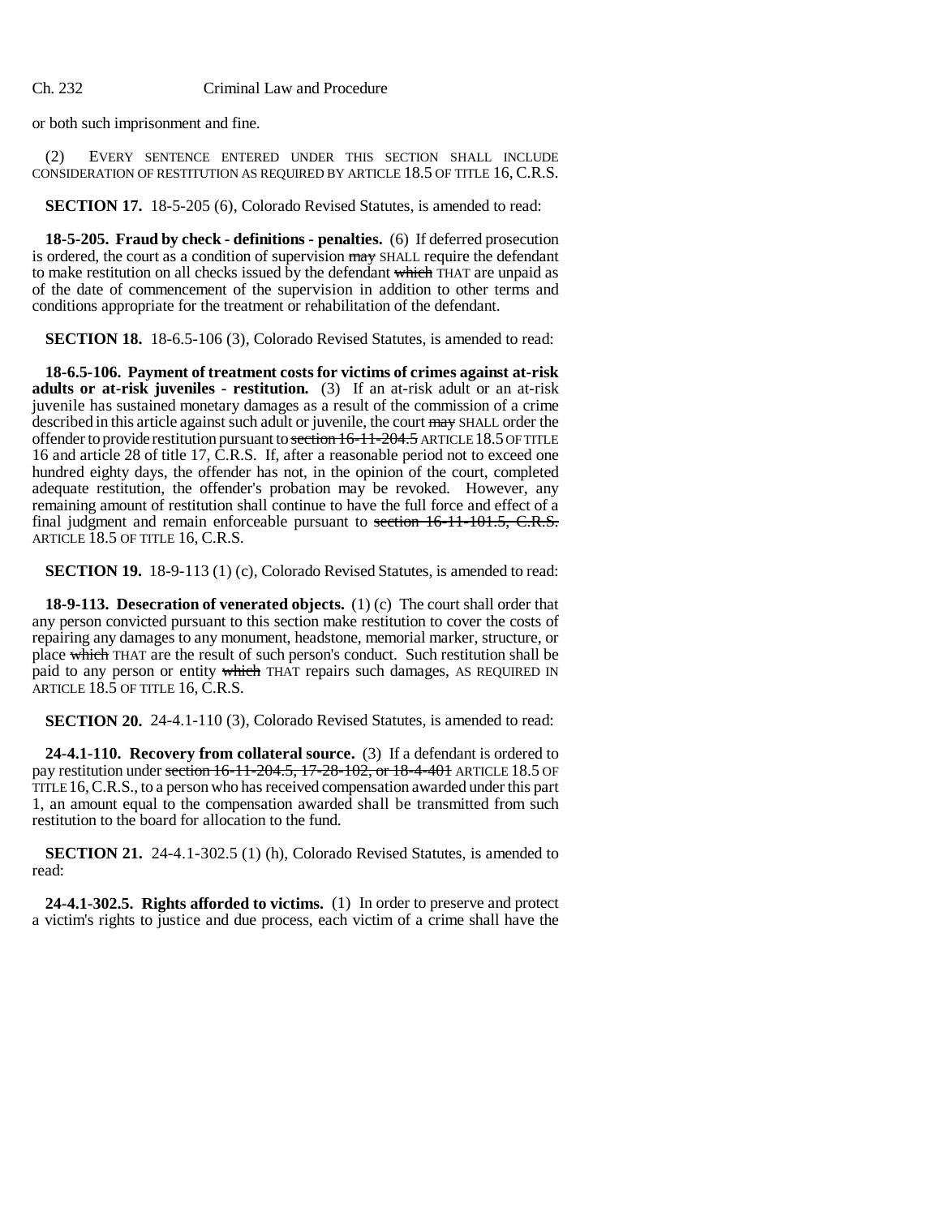or both such imprisonment and fine.

(2) EVERY SENTENCE ENTERED UNDER THIS SECTION SHALL INCLUDE CONSIDERATION OF RESTITUTION AS REQUIRED BY ARTICLE 18.5 OF TITLE 16, C.R.S.

**SECTION 17.** 18-5-205 (6), Colorado Revised Statutes, is amended to read:

**18-5-205. Fraud by check - definitions - penalties.** (6) If deferred prosecution is ordered, the court as a condition of supervision ~~may~~ SHALL require the defendant to make restitution on all checks issued by the defendant ~~which~~ THAT are unpaid as of the date of commencement of the supervision in addition to other terms and conditions appropriate for the treatment or rehabilitation of the defendant.

**SECTION 18.** 18-6.5-106 (3), Colorado Revised Statutes, is amended to read:

**18-6.5-106. Payment of treatment costs for victims of crimes against at-risk adults or at-risk juveniles - restitution.** (3) If an at-risk adult or an at-risk juvenile has sustained monetary damages as a result of the commission of a crime described in this article against such adult or juvenile, the court ~~may~~ SHALL order the offender to provide restitution pursuant to ~~section 16-11-204.5~~ ARTICLE 18.5 OF TITLE 16 and article 28 of title 17, C.R.S. If, after a reasonable period not to exceed one hundred eighty days, the offender has not, in the opinion of the court, completed adequate restitution, the offender's probation may be revoked. However, any remaining amount of restitution shall continue to have the full force and effect of a final judgment and remain enforceable pursuant to ~~section 16-11-101.5, C.R.S.~~ ARTICLE 18.5 OF TITLE 16, C.R.S.

**SECTION 19.** 18-9-113 (1) (c), Colorado Revised Statutes, is amended to read:

**18-9-113. Desecration of venerated objects.** (1) (c) The court shall order that any person convicted pursuant to this section make restitution to cover the costs of repairing any damages to any monument, headstone, memorial marker, structure, or place ~~which~~ THAT are the result of such person's conduct. Such restitution shall be paid to any person or entity ~~which~~ THAT repairs such damages, AS REQUIRED IN ARTICLE 18.5 OF TITLE 16, C.R.S.

**SECTION 20.** 24-4.1-110 (3), Colorado Revised Statutes, is amended to read:

**24-4.1-110. Recovery from collateral source.** (3) If a defendant is ordered to pay restitution under ~~section 16-11-204.5, 17-28-102, or 18-4-401~~ ARTICLE 18.5 OF TITLE 16, C.R.S., to a person who has received compensation awarded under this part 1, an amount equal to the compensation awarded shall be transmitted from such restitution to the board for allocation to the fund.

**SECTION 21.** 24-4.1-302.5 (1) (h), Colorado Revised Statutes, is amended to read:

**24-4.1-302.5. Rights afforded to victims.** (1) In order to preserve and protect a victim's rights to justice and due process, each victim of a crime shall have the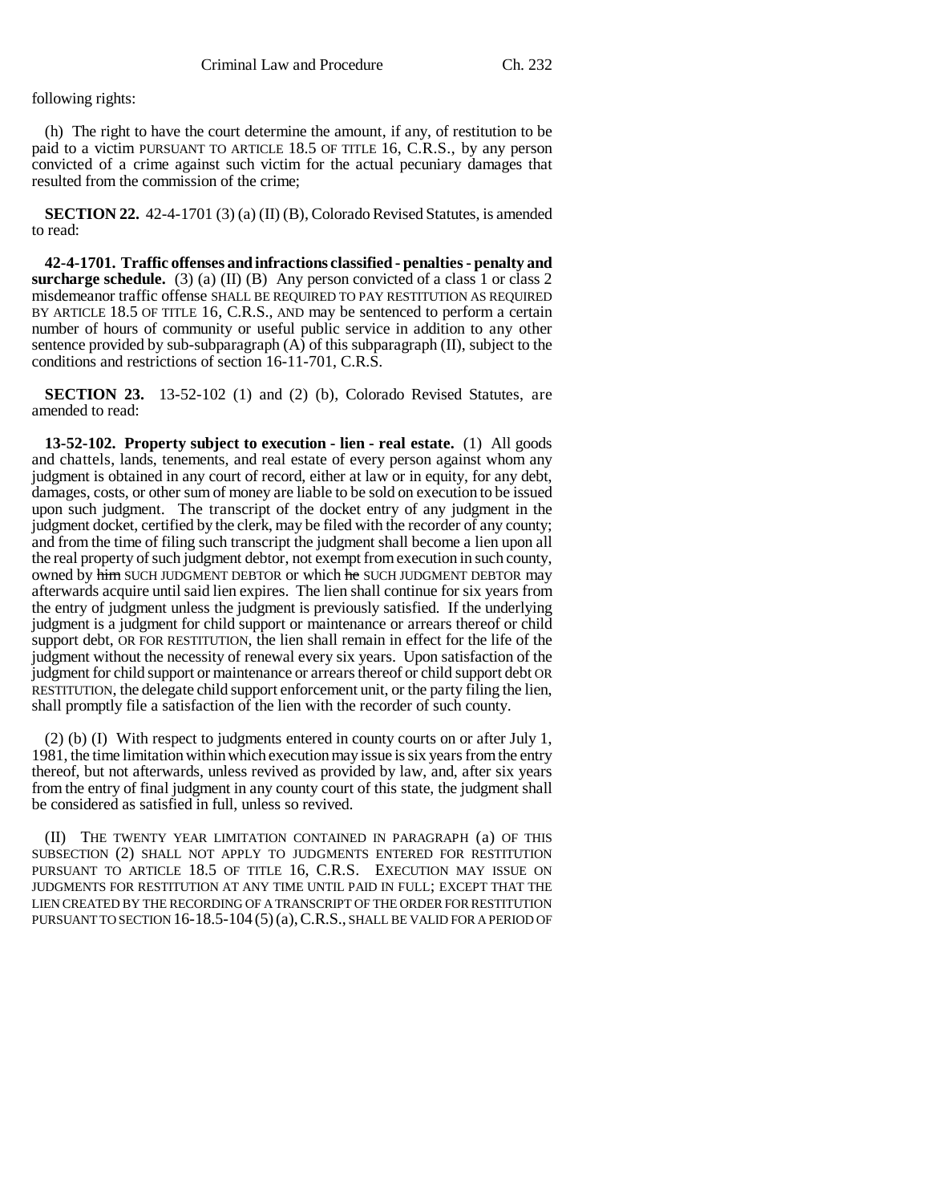following rights:

(h) The right to have the court determine the amount, if any, of restitution to be paid to a victim PURSUANT TO ARTICLE 18.5 OF TITLE 16, C.R.S., by any person convicted of a crime against such victim for the actual pecuniary damages that resulted from the commission of the crime;

**SECTION 22.** 42-4-1701 (3) (a) (II) (B), Colorado Revised Statutes, is amended to read:

**42-4-1701. Traffic offenses and infractions classified - penalties - penalty and surcharge schedule.** (3) (a) (II) (B) Any person convicted of a class 1 or class 2 misdemeanor traffic offense SHALL BE REQUIRED TO PAY RESTITUTION AS REQUIRED BY ARTICLE 18.5 OF TITLE 16, C.R.S., AND may be sentenced to perform a certain number of hours of community or useful public service in addition to any other sentence provided by sub-subparagraph (A) of this subparagraph (II), subject to the conditions and restrictions of section 16-11-701, C.R.S.

**SECTION 23.** 13-52-102 (1) and (2) (b), Colorado Revised Statutes, are amended to read:

**13-52-102. Property subject to execution - lien - real estate.** (1) All goods and chattels, lands, tenements, and real estate of every person against whom any judgment is obtained in any court of record, either at law or in equity, for any debt, damages, costs, or other sum of money are liable to be sold on execution to be issued upon such judgment. The transcript of the docket entry of any judgment in the judgment docket, certified by the clerk, may be filed with the recorder of any county; and from the time of filing such transcript the judgment shall become a lien upon all the real property of such judgment debtor, not exempt from execution in such county, owned by ~~him~~ SUCH JUDGMENT DEBTOR or which ~~he~~ SUCH JUDGMENT DEBTOR may afterwards acquire until said lien expires. The lien shall continue for six years from the entry of judgment unless the judgment is previously satisfied. If the underlying judgment is a judgment for child support or maintenance or arrears thereof or child support debt, OR FOR RESTITUTION, the lien shall remain in effect for the life of the judgment without the necessity of renewal every six years. Upon satisfaction of the judgment for child support or maintenance or arrears thereof or child support debt OR RESTITUTION, the delegate child support enforcement unit, or the party filing the lien, shall promptly file a satisfaction of the lien with the recorder of such county.

(2) (b) (I) With respect to judgments entered in county courts on or after July 1, 1981, the time limitation within which execution may issue is six years from the entry thereof, but not afterwards, unless revived as provided by law, and, after six years from the entry of final judgment in any county court of this state, the judgment shall be considered as satisfied in full, unless so revived.

(II) THE TWENTY YEAR LIMITATION CONTAINED IN PARAGRAPH (a) OF THIS SUBSECTION (2) SHALL NOT APPLY TO JUDGMENTS ENTERED FOR RESTITUTION PURSUANT TO ARTICLE 18.5 OF TITLE 16, C.R.S. EXECUTION MAY ISSUE ON JUDGMENTS FOR RESTITUTION AT ANY TIME UNTIL PAID IN FULL; EXCEPT THAT THE LIEN CREATED BY THE RECORDING OF A TRANSCRIPT OF THE ORDER FOR RESTITUTION PURSUANT TO SECTION 16-18.5-104 (5) (a), C.R.S., SHALL BE VALID FOR A PERIOD OF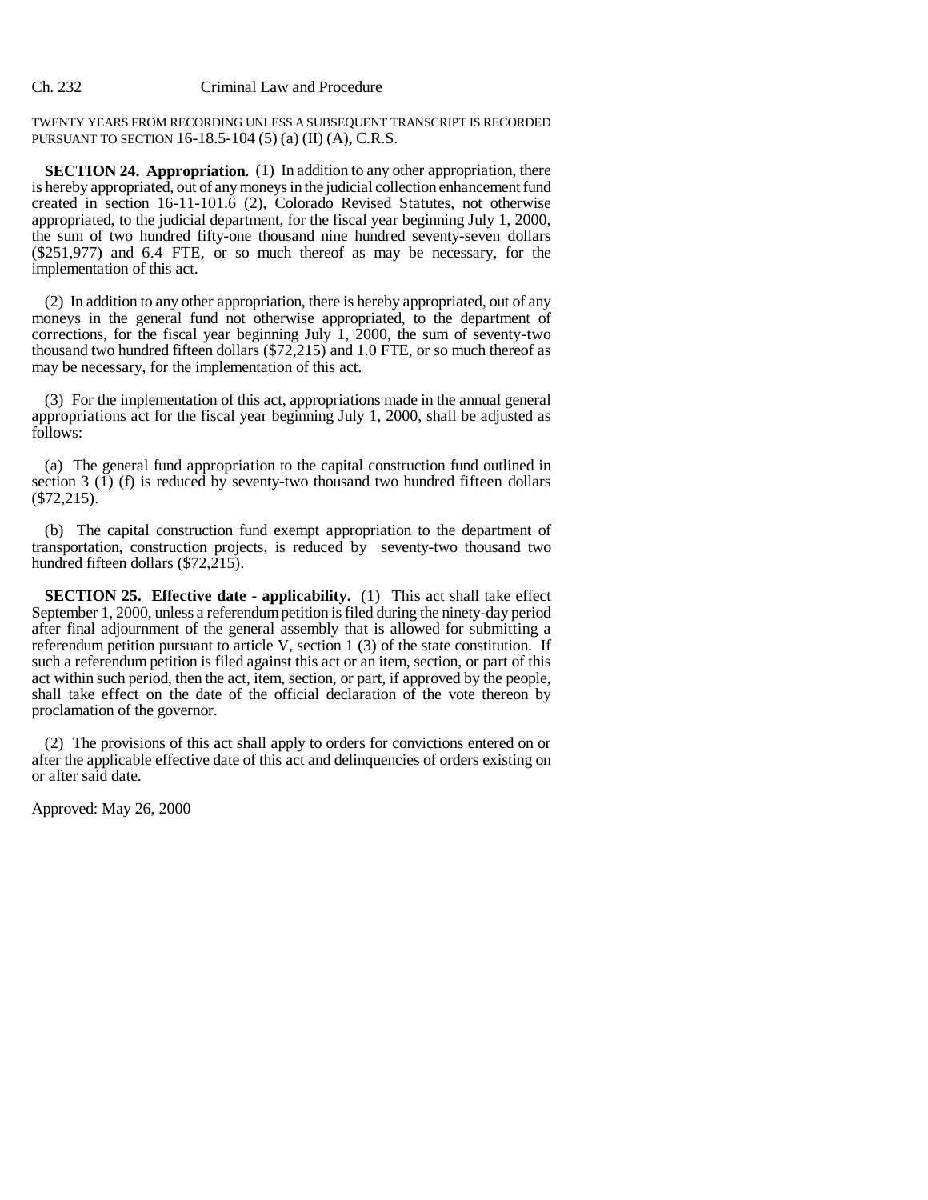TWENTY YEARS FROM RECORDING UNLESS A SUBSEQUENT TRANSCRIPT IS RECORDED PURSUANT TO SECTION 16-18.5-104 (5) (a) (II) (A), C.R.S.

**SECTION 24. Appropriation.** (1) In addition to any other appropriation, there is hereby appropriated, out of any moneys in the judicial collection enhancement fund created in section 16-11-101.6 (2), Colorado Revised Statutes, not otherwise appropriated, to the judicial department, for the fiscal year beginning July 1, 2000, the sum of two hundred fifty-one thousand nine hundred seventy-seven dollars ($251,977) and 6.4 FTE, or so much thereof as may be necessary, for the implementation of this act.

(2) In addition to any other appropriation, there is hereby appropriated, out of any moneys in the general fund not otherwise appropriated, to the department of corrections, for the fiscal year beginning July 1, 2000, the sum of seventy-two thousand two hundred fifteen dollars ($72,215) and 1.0 FTE, or so much thereof as may be necessary, for the implementation of this act.

(3) For the implementation of this act, appropriations made in the annual general appropriations act for the fiscal year beginning July 1, 2000, shall be adjusted as follows:

(a) The general fund appropriation to the capital construction fund outlined in section 3 (1) (f) is reduced by seventy-two thousand two hundred fifteen dollars ($72,215).

(b) The capital construction fund exempt appropriation to the department of transportation, construction projects, is reduced by seventy-two thousand two hundred fifteen dollars ($72,215).

**SECTION 25. Effective date - applicability.** (1) This act shall take effect September 1, 2000, unless a referendum petition is filed during the ninety-day period after final adjournment of the general assembly that is allowed for submitting a referendum petition pursuant to article V, section 1 (3) of the state constitution. If such a referendum petition is filed against this act or an item, section, or part of this act within such period, then the act, item, section, or part, if approved by the people, shall take effect on the date of the official declaration of the vote thereon by proclamation of the governor.

(2) The provisions of this act shall apply to orders for convictions entered on or after the applicable effective date of this act and delinquencies of orders existing on or after said date.

Approved: May 26, 2000